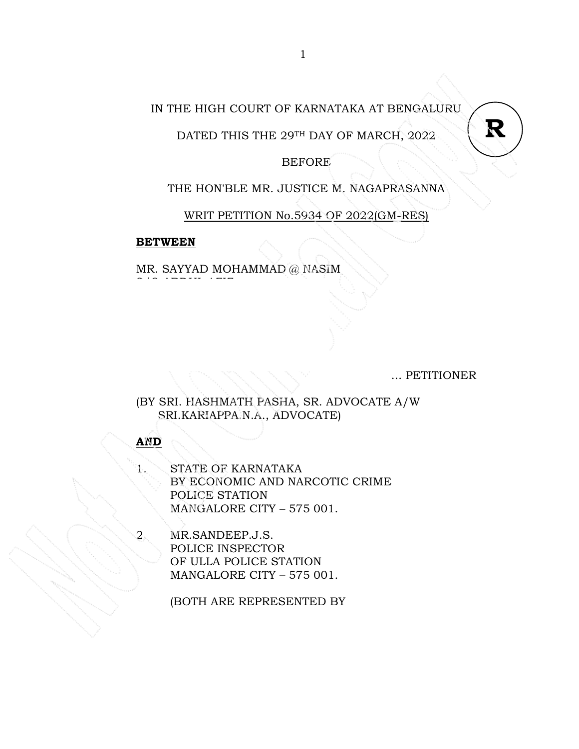IN THE HIGH COURT OF KARNATAKA AT BENGALURU

DATED THIS THE 29TH DAY OF MARCH, 2022

BEFORE

THE HON'BLE MR. JUSTICE M. NAGAPRASANNA

WRIT PETITION No.5934 OF 2022(GM-RES)

**BETWEEN**

MR. SAYYAD MOHAMMAD @ NASIM

... PETITIONER

(BY SRI. HASHMATH PASHA, SR. ADVOCATE A/W SRI.KARIAPPA.N.A., ADVOCATE)

**AND**

1. STATE OF KARNATAKA
   BY ECONOMIC AND NARCOTIC CRIME
   POLICE STATION
   MANGALORE CITY – 575 001.

2. MR.SANDEEP.J.S.
   POLICE INSPECTOR
   OF ULLA POLICE STATION
   MANGALORE CITY – 575 001.

   (BOTH ARE REPRESENTED BY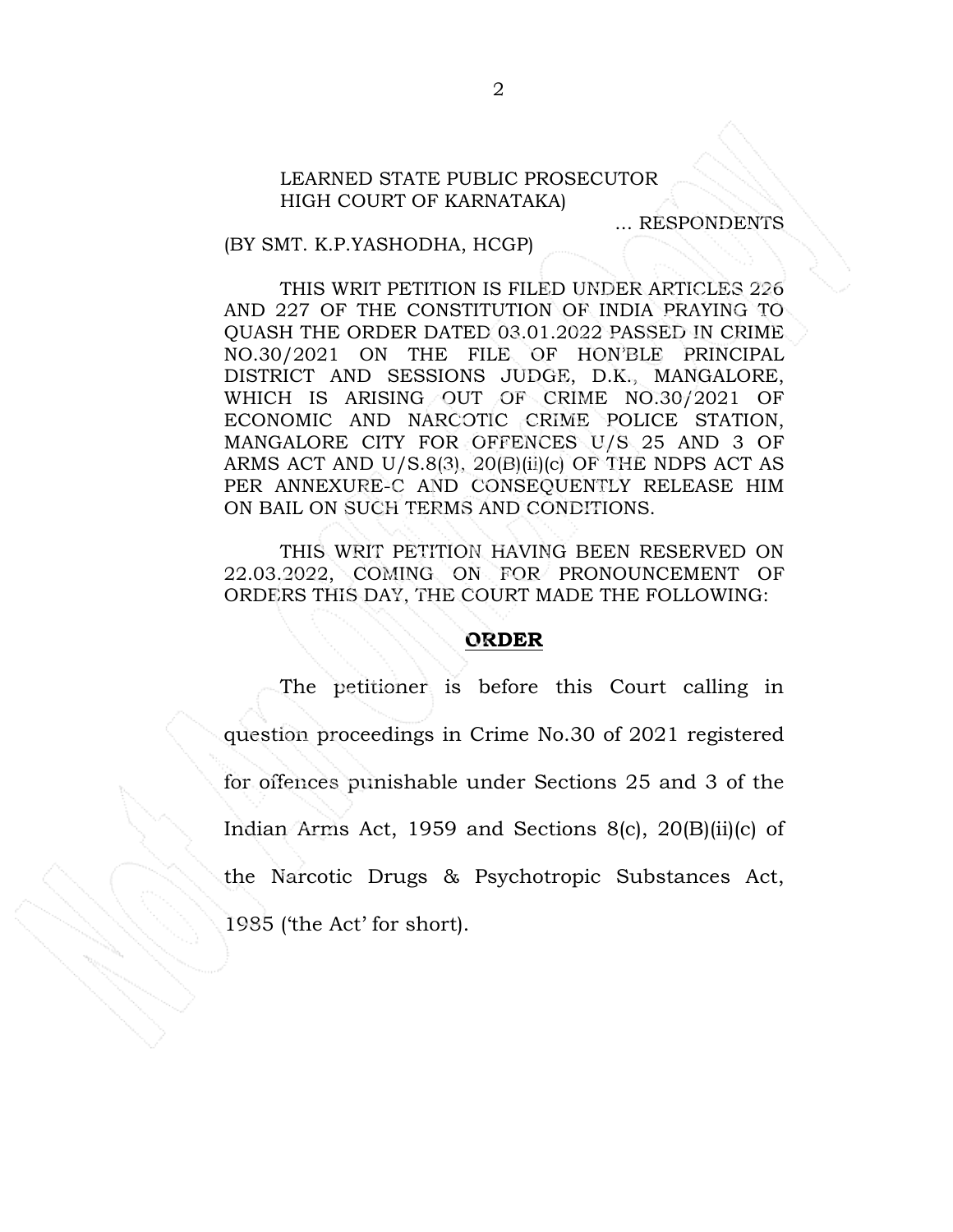LEARNED STATE PUBLIC PROSECUTOR
HIGH COURT OF KARNATAKA)

... RESPONDENTS

(BY SMT. K.P.YASHODHA, HCGP)

THIS WRIT PETITION IS FILED UNDER ARTICLES 226 AND 227 OF THE CONSTITUTION OF INDIA PRAYING TO QUASH THE ORDER DATED 03.01.2022 PASSED IN CRIME NO.30/2021 ON THE FILE OF HON'BLE PRINCIPAL DISTRICT AND SESSIONS JUDGE, D.K., MANGALORE, WHICH IS ARISING OUT OF CRIME NO.30/2021 OF ECONOMIC AND NARCOTIC CRIME POLICE STATION, MANGALORE CITY FOR OFFENCES U/S 25 AND 3 OF ARMS ACT AND U/S.8(3), 20(B)(ii)(c) OF THE NDPS ACT AS PER ANNEXURE-C AND CONSEQUENTLY RELEASE HIM ON BAIL ON SUCH TERMS AND CONDITIONS.

THIS WRIT PETITION HAVING BEEN RESERVED ON 22.03.2022, COMING ON FOR PRONOUNCEMENT OF ORDERS THIS DAY, THE COURT MADE THE FOLLOWING:

## ORDER

The petitioner is before this Court calling in question proceedings in Crime No.30 of 2021 registered for offences punishable under Sections 25 and 3 of the Indian Arms Act, 1959 and Sections 8(c), 20(B)(ii)(c) of the Narcotic Drugs & Psychotropic Substances Act, 1985 ('the Act' for short).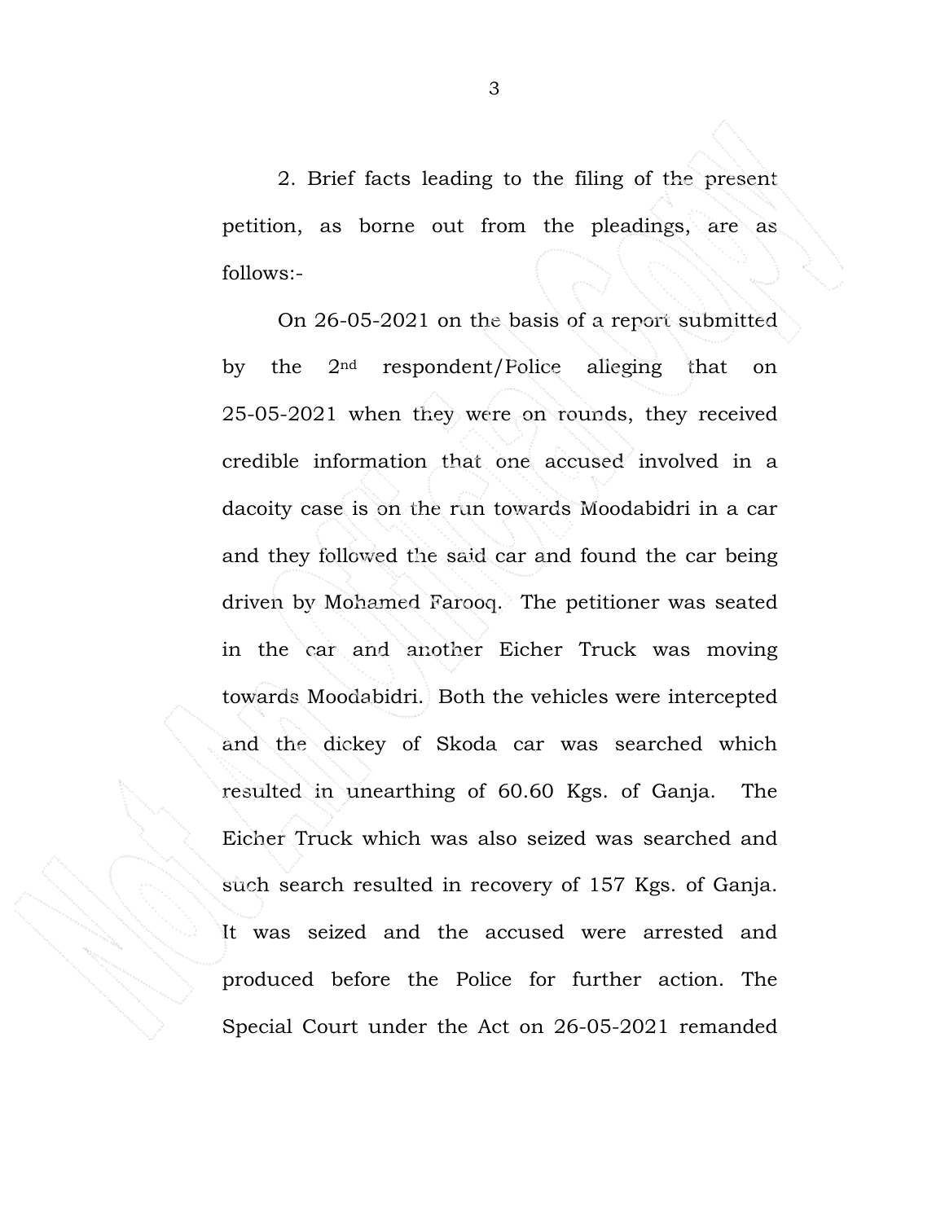2. Brief facts leading to the filing of the present petition, as borne out from the pleadings, are as follows:-

On 26-05-2021 on the basis of a report submitted by the 2nd respondent/Police alleging that on 25-05-2021 when they were on rounds, they received credible information that one accused involved in a dacoity case is on the run towards Moodabidri in a car and they followed the said car and found the car being driven by Mohamed Farooq. The petitioner was seated in the car and another Eicher Truck was moving towards Moodabidri. Both the vehicles were intercepted and the dickey of Skoda car was searched which resulted in unearthing of 60.60 Kgs. of Ganja. The Eicher Truck which was also seized was searched and such search resulted in recovery of 157 Kgs. of Ganja. It was seized and the accused were arrested and produced before the Police for further action. The Special Court under the Act on 26-05-2021 remanded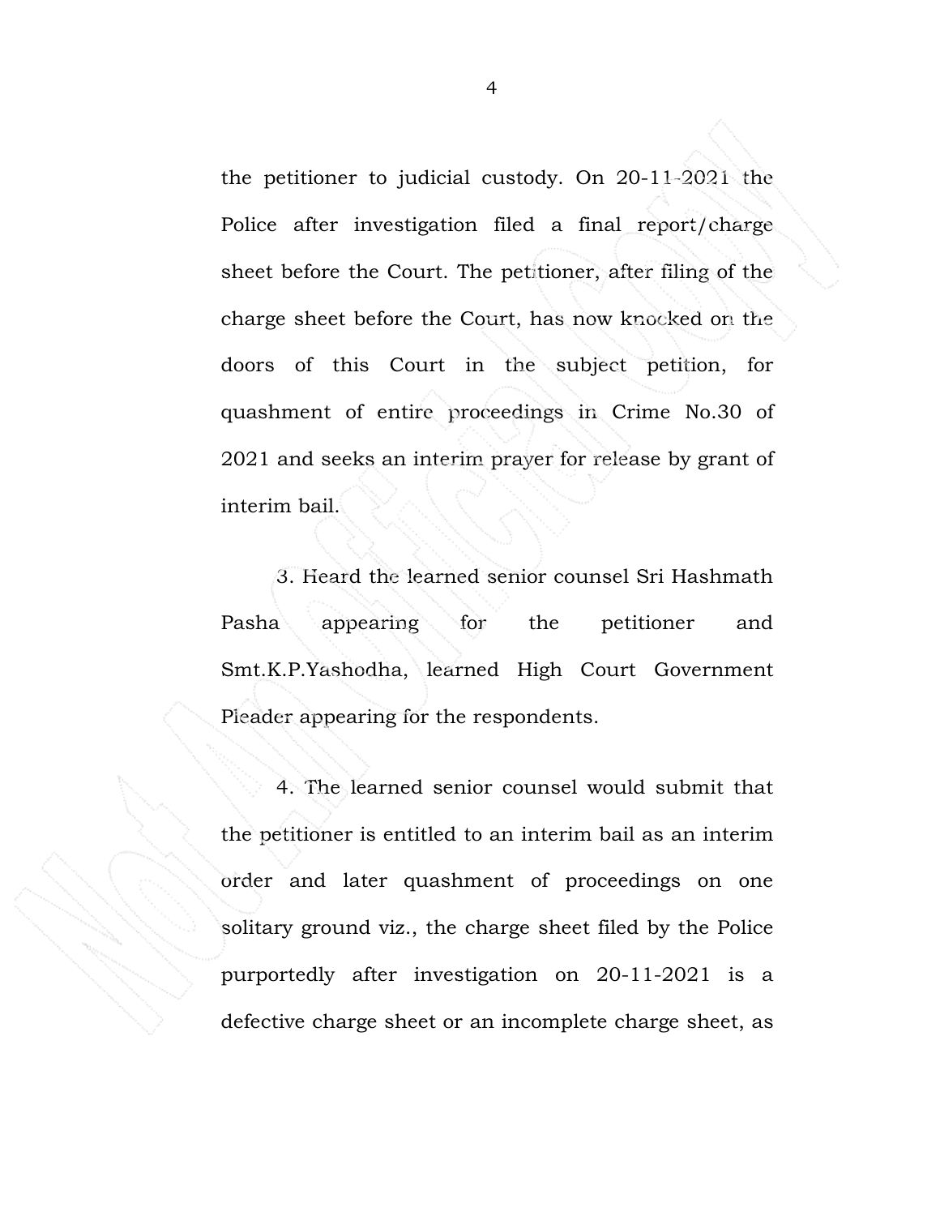the petitioner to judicial custody. On 20-11-2021 the Police after investigation filed a final report/charge sheet before the Court. The petitioner, after filing of the charge sheet before the Court, has now knocked on the doors of this Court in the subject petition, for quashment of entire proceedings in Crime No.30 of 2021 and seeks an interim prayer for release by grant of interim bail.

3. Heard the learned senior counsel Sri Hashmath Pasha appearing for the petitioner and Smt.K.P.Yashodha, learned High Court Government Pleader appearing for the respondents.

4. The learned senior counsel would submit that the petitioner is entitled to an interim bail as an interim order and later quashment of proceedings on one solitary ground viz., the charge sheet filed by the Police purportedly after investigation on 20-11-2021 is a defective charge sheet or an incomplete charge sheet, as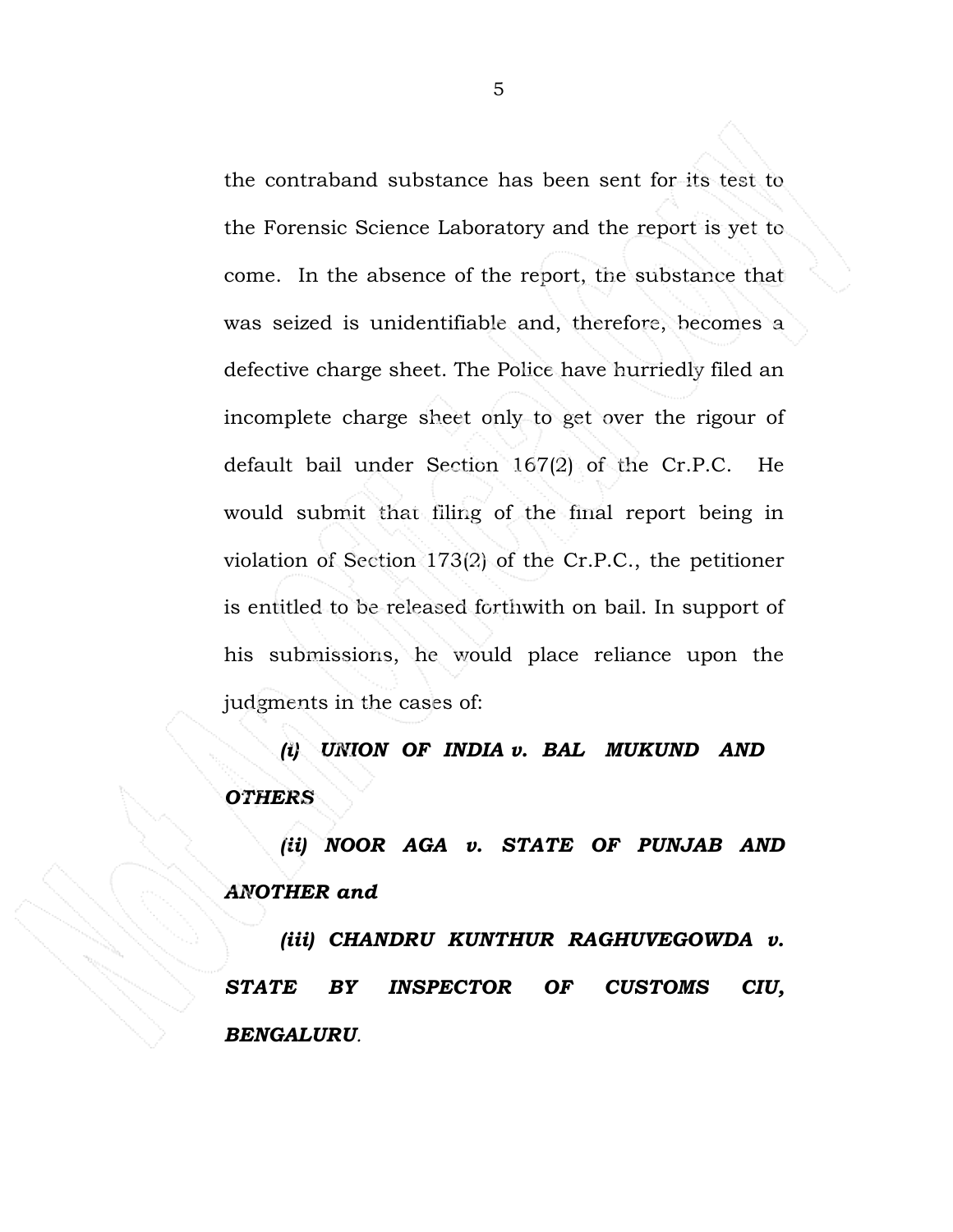the contraband substance has been sent for its test to the Forensic Science Laboratory and the report is yet to come. In the absence of the report, the substance that was seized is unidentifiable and, therefore, becomes a defective charge sheet. The Police have hurriedly filed an incomplete charge sheet only to get over the rigour of default bail under Section 167(2) of the Cr.P.C. He would submit that filing of the final report being in violation of Section 173(2) of the Cr.P.C., the petitioner is entitled to be released forthwith on bail. In support of his submissions, he would place reliance upon the judgments in the cases of:

***(i) UNION OF INDIA v. BAL MUKUND AND OTHERS***

***(ii) NOOR AGA v. STATE OF PUNJAB AND ANOTHER and***

***(iii) CHANDRU KUNTHUR RAGHUVEGOWDA v. STATE BY INSPECTOR OF CUSTOMS CIU, BENGALURU.***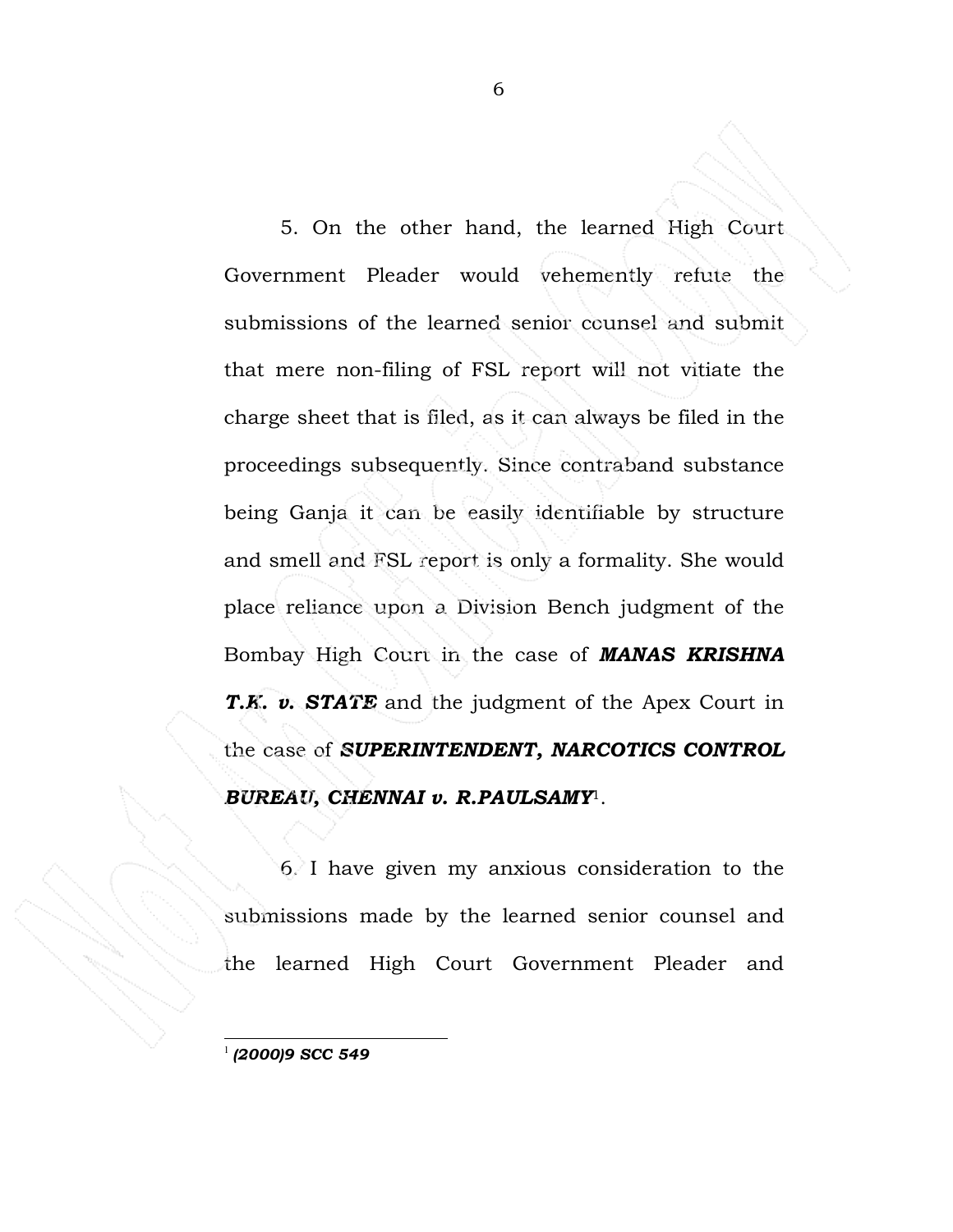5. On the other hand, the learned High Court Government Pleader would vehemently refute the submissions of the learned senior counsel and submit that mere non-filing of FSL report will not vitiate the charge sheet that is filed, as it can always be filed in the proceedings subsequently. Since contraband substance being Ganja it can be easily identifiable by structure and smell and FSL report is only a formality. She would place reliance upon a Division Bench judgment of the Bombay High Court in the case of ***MANAS KRISHNA T.K. v. STATE*** and the judgment of the Apex Court in the case of ***SUPERINTENDENT, NARCOTICS CONTROL BUREAU, CHENNAI v. R.PAULSAMY***[1].

6. I have given my anxious consideration to the submissions made by the learned senior counsel and the learned High Court Government Pleader and

---

[1] ***(2000)9 SCC 549***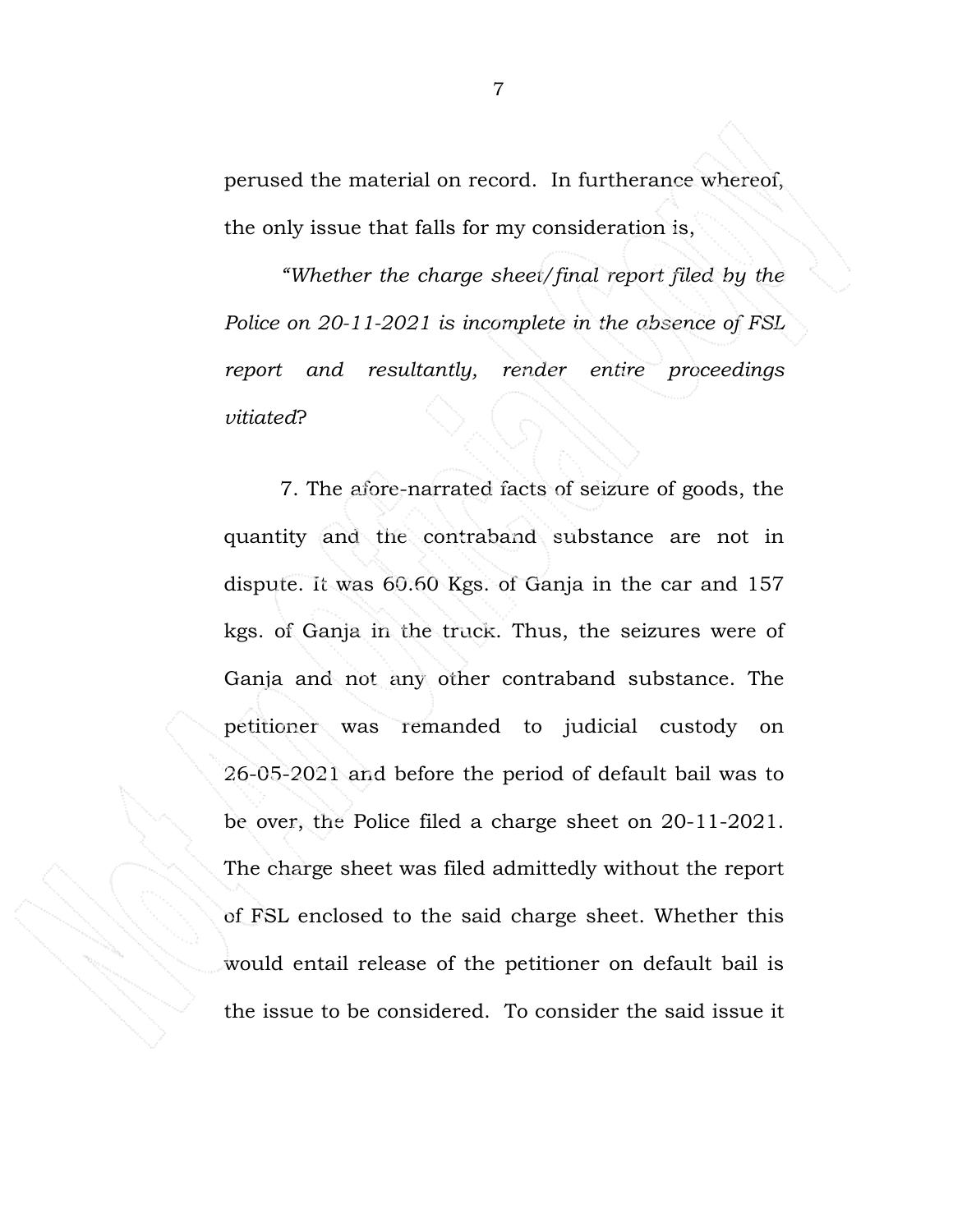perused the material on record. In furtherance whereof, the only issue that falls for my consideration is,

*"Whether the charge sheet/final report filed by the Police on 20-11-2021 is incomplete in the absence of FSL report and resultantly, render entire proceedings vitiated?*

7. The afore-narrated facts of seizure of goods, the quantity and the contraband substance are not in dispute. It was 60.60 Kgs. of Ganja in the car and 157 kgs. of Ganja in the truck. Thus, the seizures were of Ganja and not any other contraband substance. The petitioner was remanded to judicial custody on 26-05-2021 and before the period of default bail was to be over, the Police filed a charge sheet on 20-11-2021. The charge sheet was filed admittedly without the report of FSL enclosed to the said charge sheet. Whether this would entail release of the petitioner on default bail is the issue to be considered. To consider the said issue it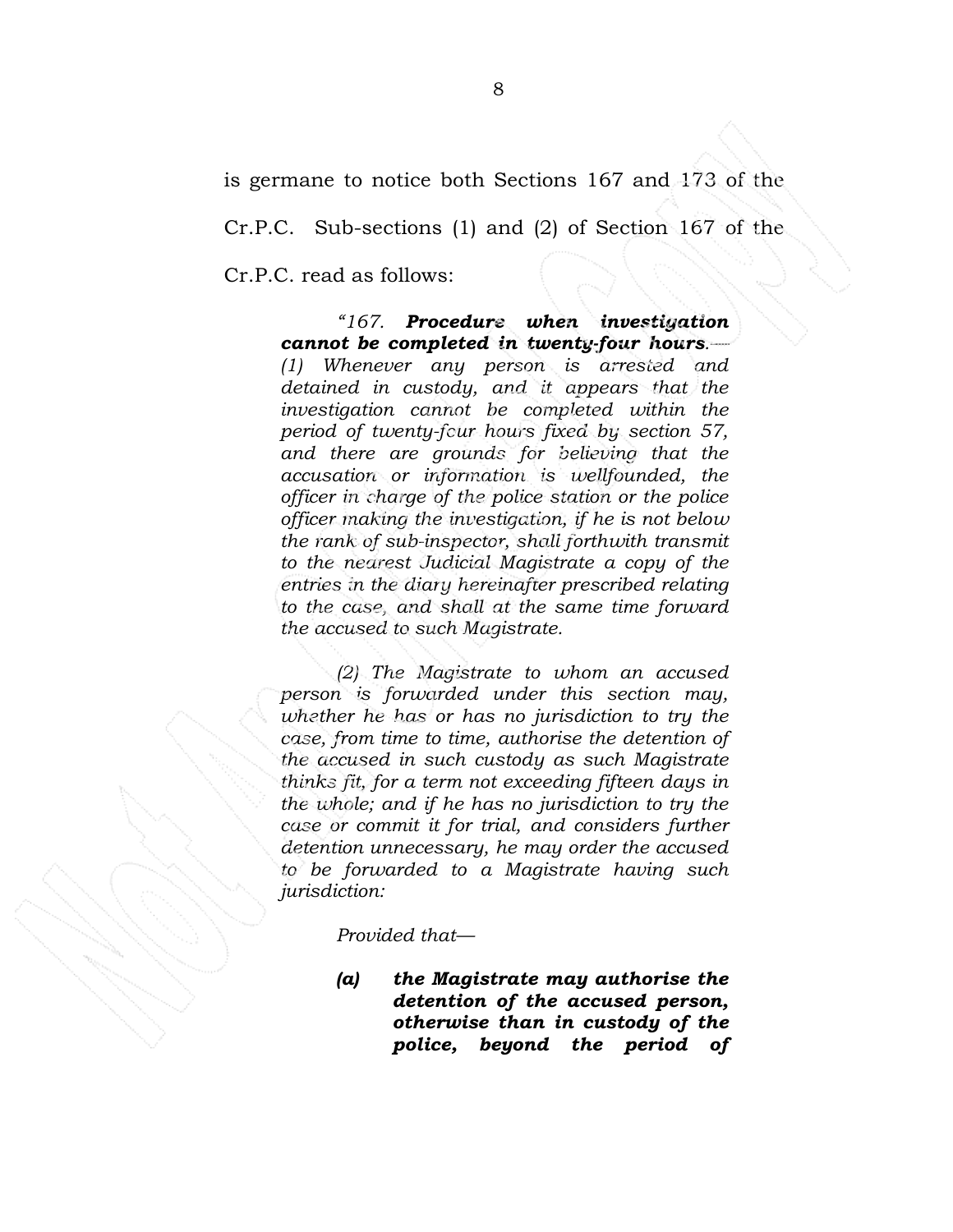is germane to notice both Sections 167 and 173 of the Cr.P.C. Sub-sections (1) and (2) of Section 167 of the Cr.P.C. read as follows:

> *"167. **Procedure when investigation cannot be completed in twenty-four hours.**— (1) Whenever any person is arrested and detained in custody, and it appears that the investigation cannot be completed within the period of twenty-four hours fixed by section 57, and there are grounds for believing that the accusation or information is wellfounded, the officer in charge of the police station or the police officer making the investigation, if he is not below the rank of sub-inspector, shall forthwith transmit to the nearest Judicial Magistrate a copy of the entries in the diary hereinafter prescribed relating to the case, and shall at the same time forward the accused to such Magistrate.*
>
> *(2) The Magistrate to whom an accused person is forwarded under this section may, whether he has or has no jurisdiction to try the case, from time to time, authorise the detention of the accused in such custody as such Magistrate thinks fit, for a term not exceeding fifteen days in the whole; and if he has no jurisdiction to try the case or commit it for trial, and considers further detention unnecessary, he may order the accused to be forwarded to a Magistrate having such jurisdiction:*
>
> *Provided that—*
>
> ***(a) the Magistrate may authorise the detention of the accused person, otherwise than in custody of the police, beyond the period of***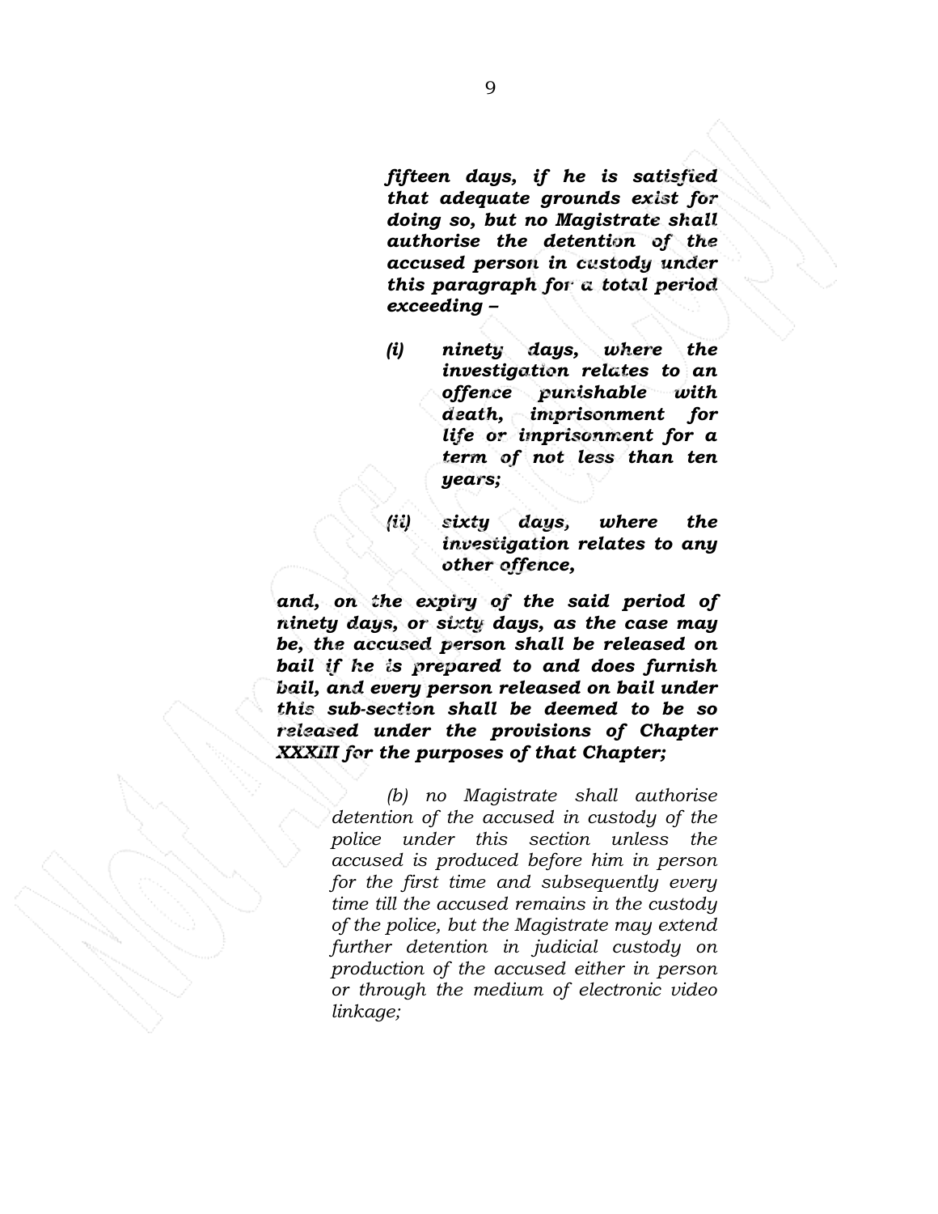***fifteen days, if he is satisfied that adequate grounds exist for doing so, but no Magistrate shall authorise the detention of the accused person in custody under this paragraph for a total period exceeding –***

> ***(i) ninety days, where the investigation relates to an offence punishable with death, imprisonment for life or imprisonment for a term of not less than ten years;***
>
> ***(ii) sixty days, where the investigation relates to any other offence,***

***and, on the expiry of the said period of ninety days, or sixty days, as the case may be, the accused person shall be released on bail if he is prepared to and does furnish bail, and every person released on bail under this sub-section shall be deemed to be so released under the provisions of Chapter XXXIII for the purposes of that Chapter;***

*(b) no Magistrate shall authorise detention of the accused in custody of the police under this section unless the accused is produced before him in person for the first time and subsequently every time till the accused remains in the custody of the police, but the Magistrate may extend further detention in judicial custody on production of the accused either in person or through the medium of electronic video linkage;*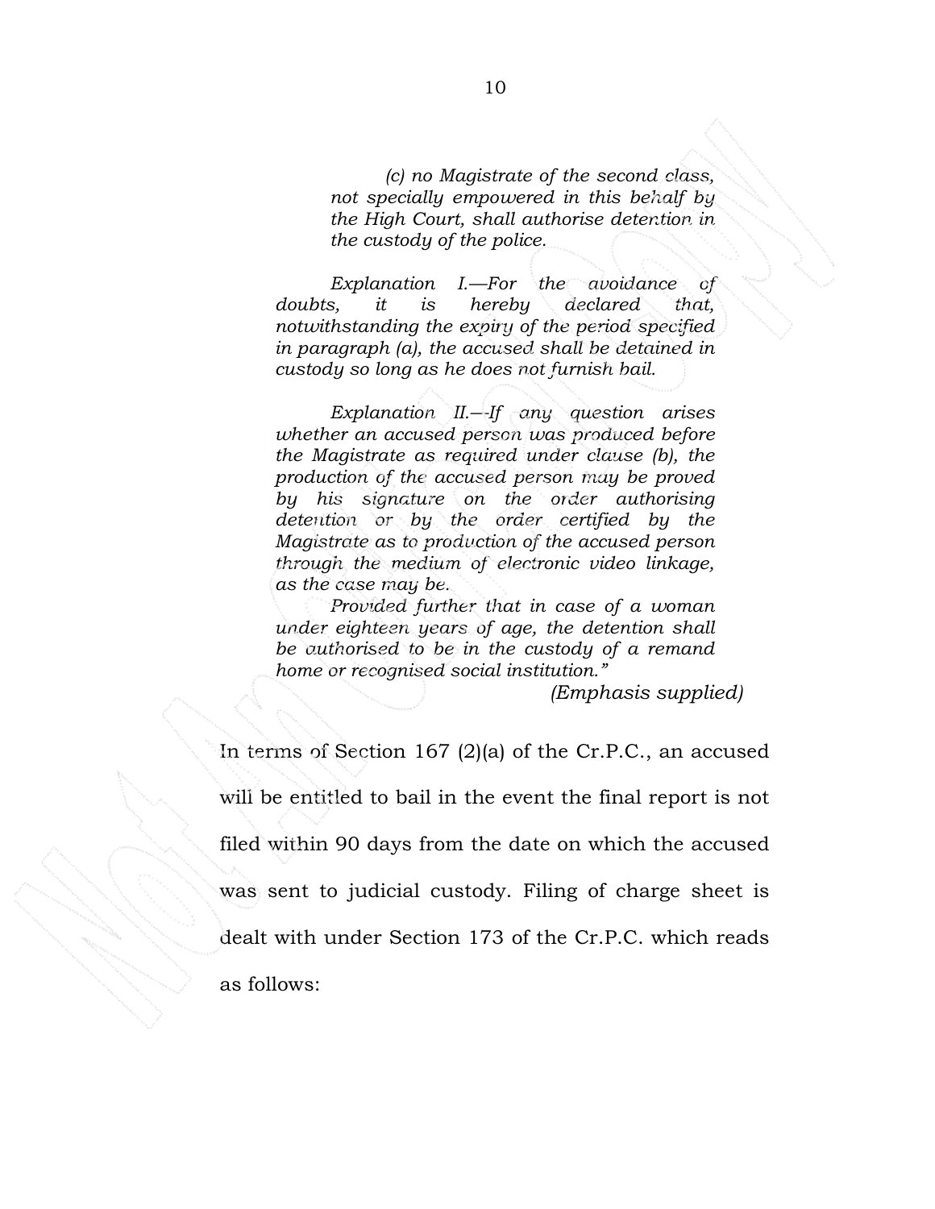> *(c) no Magistrate of the second class, not specially empowered in this behalf by the High Court, shall authorise detention in the custody of the police.*
>
> *Explanation I.—For the avoidance of doubts, it is hereby declared that, notwithstanding the expiry of the period specified in paragraph (a), the accused shall be detained in custody so long as he does not furnish bail.*
>
> *Explanation II.—If any question arises whether an accused person was produced before the Magistrate as required under clause (b), the production of the accused person may be proved by his signature on the order authorising detention or by the order certified by the Magistrate as to production of the accused person through the medium of electronic video linkage, as the case may be.*
>
> *Provided further that in case of a woman under eighteen years of age, the detention shall be authorised to be in the custody of a remand home or recognised social institution."*
>
> *(Emphasis supplied)*

In terms of Section 167 (2)(a) of the Cr.P.C., an accused will be entitled to bail in the event the final report is not filed within 90 days from the date on which the accused was sent to judicial custody. Filing of charge sheet is dealt with under Section 173 of the Cr.P.C. which reads as follows: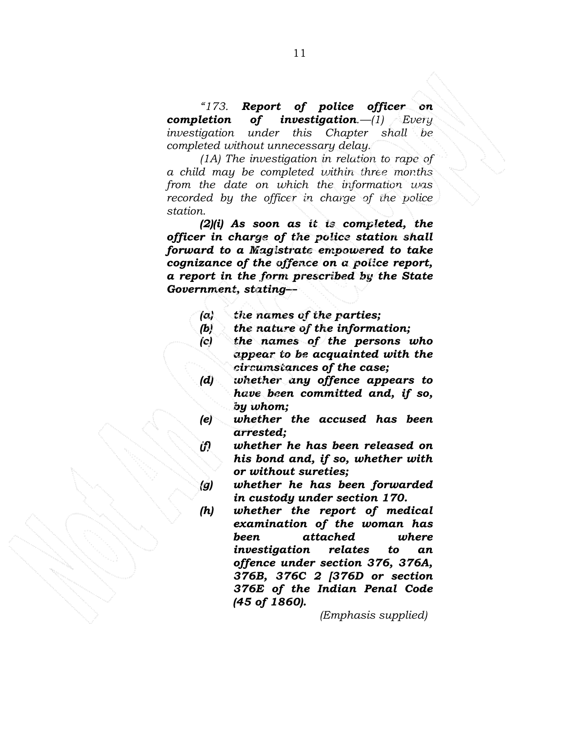*"173. **Report of police officer on completion of investigation**.—(1) Every investigation under this Chapter shall be completed without unnecessary delay.*

*(1A) The investigation in relation to rape of a child may be completed within three months from the date on which the information was recorded by the officer in charge of the police station.*

***(2)(i) As soon as it is completed, the officer in charge of the police station shall forward to a Magistrate empowered to take cognizance of the offence on a police report, a report in the form prescribed by the State Government, stating—***

- ***(a) the names of the parties;***
- ***(b) the nature of the information;***
- ***(c) the names of the persons who appear to be acquainted with the circumstances of the case;***
- ***(d) whether any offence appears to have been committed and, if so, by whom;***
- ***(e) whether the accused has been arrested;***
- ***(f) whether he has been released on his bond and, if so, whether with or without sureties;***
- ***(g) whether he has been forwarded in custody under section 170.***
- ***(h) whether the report of medical examination of the woman has been attached where investigation relates to an offence under section 376, 376A, 376B, 376C 2 [376D or section 376E of the Indian Penal Code (45 of 1860).***

*(Emphasis supplied)*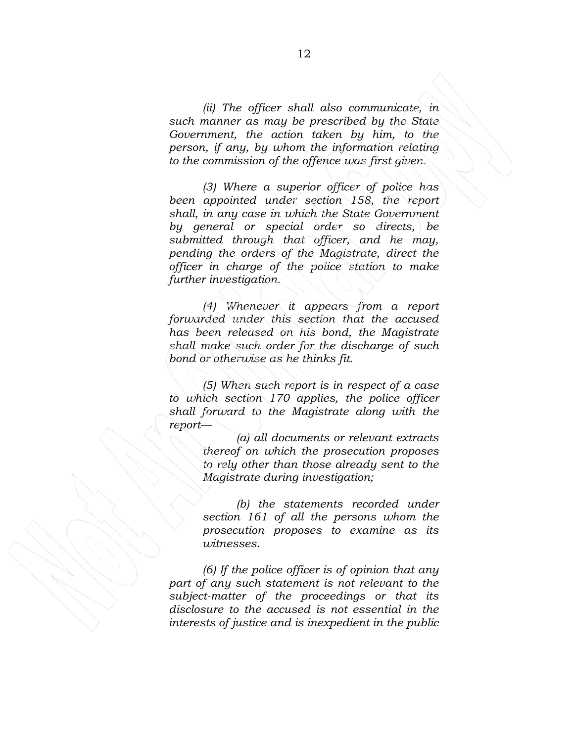*(ii) The officer shall also communicate, in such manner as may be prescribed by the State Government, the action taken by him, to the person, if any, by whom the information relating to the commission of the offence was first given.*

*(3) Where a superior officer of police has been appointed under section 158, the report shall, in any case in which the State Government by general or special order so directs, be submitted through that officer, and he may, pending the orders of the Magistrate, direct the officer in charge of the police station to make further investigation.*

*(4) Whenever it appears from a report forwarded under this section that the accused has been released on his bond, the Magistrate shall make such order for the discharge of such bond or otherwise as he thinks fit.*

*(5) When such report is in respect of a case to which section 170 applies, the police officer shall forward to the Magistrate along with the report—*

> *(a) all documents or relevant extracts thereof on which the prosecution proposes to rely other than those already sent to the Magistrate during investigation;*
>
> *(b) the statements recorded under section 161 of all the persons whom the prosecution proposes to examine as its witnesses.*

*(6) If the police officer is of opinion that any part of any such statement is not relevant to the subject-matter of the proceedings or that its disclosure to the accused is not essential in the interests of justice and is inexpedient in the public*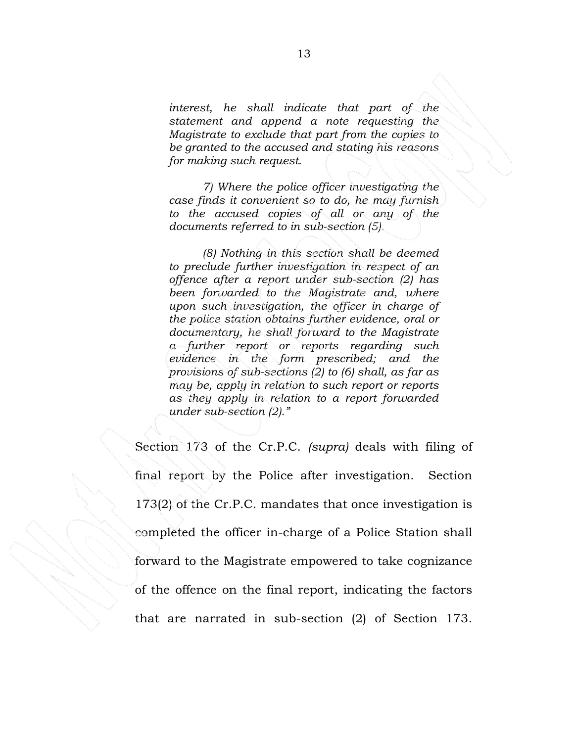*interest, he shall indicate that part of the statement and append a note requesting the Magistrate to exclude that part from the copies to be granted to the accused and stating his reasons for making such request.*

*7) Where the police officer investigating the case finds it convenient so to do, he may furnish to the accused copies of all or any of the documents referred to in sub-section (5).*

*(8) Nothing in this section shall be deemed to preclude further investigation in respect of an offence after a report under sub-section (2) has been forwarded to the Magistrate and, where upon such investigation, the officer in charge of the police station obtains further evidence, oral or documentary, he shall forward to the Magistrate a further report or reports regarding such evidence in the form prescribed; and the provisions of sub-sections (2) to (6) shall, as far as may be, apply in relation to such report or reports as they apply in relation to a report forwarded under sub-section (2)."*

Section 173 of the Cr.P.C. *(supra)* deals with filing of final report by the Police after investigation. Section 173(2) of the Cr.P.C. mandates that once investigation is completed the officer in-charge of a Police Station shall forward to the Magistrate empowered to take cognizance of the offence on the final report, indicating the factors that are narrated in sub-section (2) of Section 173.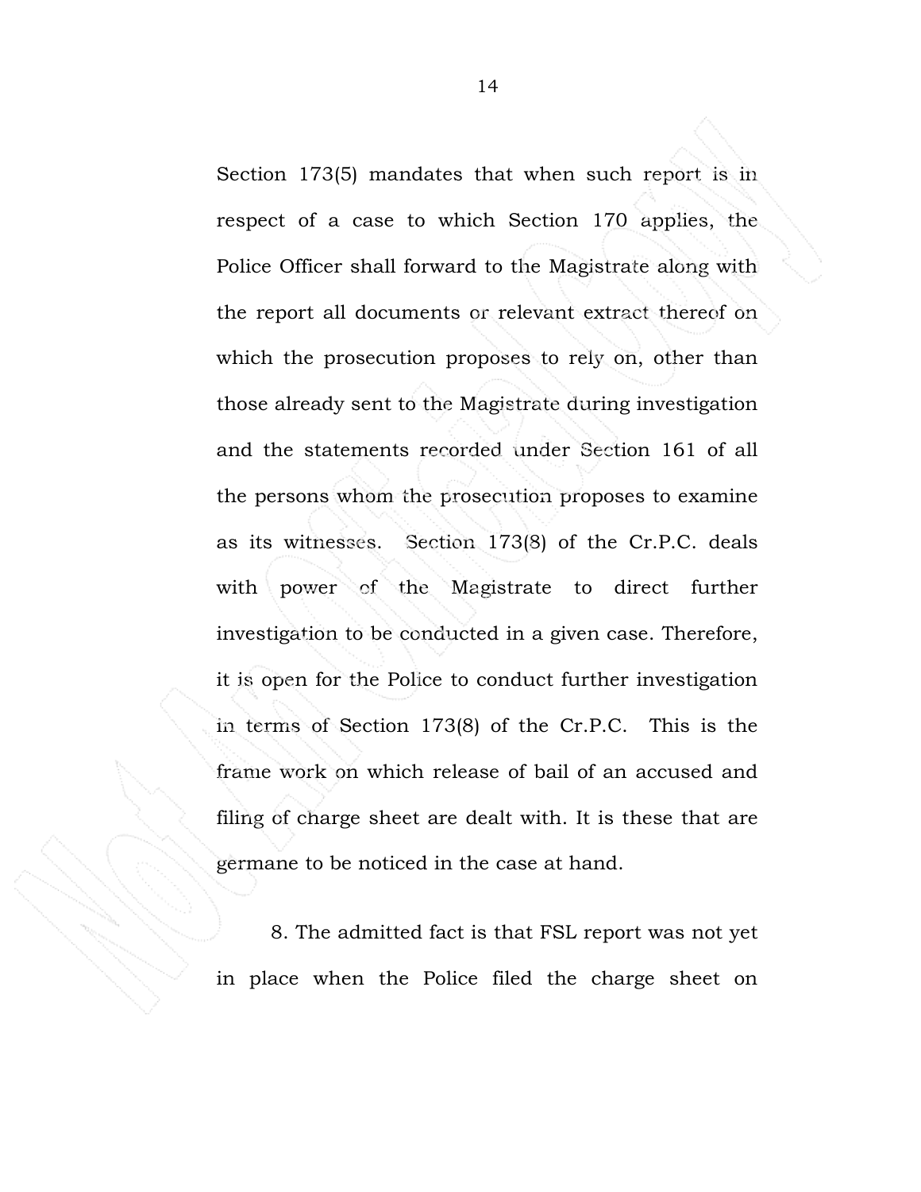Section 173(5) mandates that when such report is in respect of a case to which Section 170 applies, the Police Officer shall forward to the Magistrate along with the report all documents or relevant extract thereof on which the prosecution proposes to rely on, other than those already sent to the Magistrate during investigation and the statements recorded under Section 161 of all the persons whom the prosecution proposes to examine as its witnesses. Section 173(8) of the Cr.P.C. deals with power of the Magistrate to direct further investigation to be conducted in a given case. Therefore, it is open for the Police to conduct further investigation in terms of Section 173(8) of the Cr.P.C. This is the frame work on which release of bail of an accused and filing of charge sheet are dealt with. It is these that are germane to be noticed in the case at hand.

8. The admitted fact is that FSL report was not yet in place when the Police filed the charge sheet on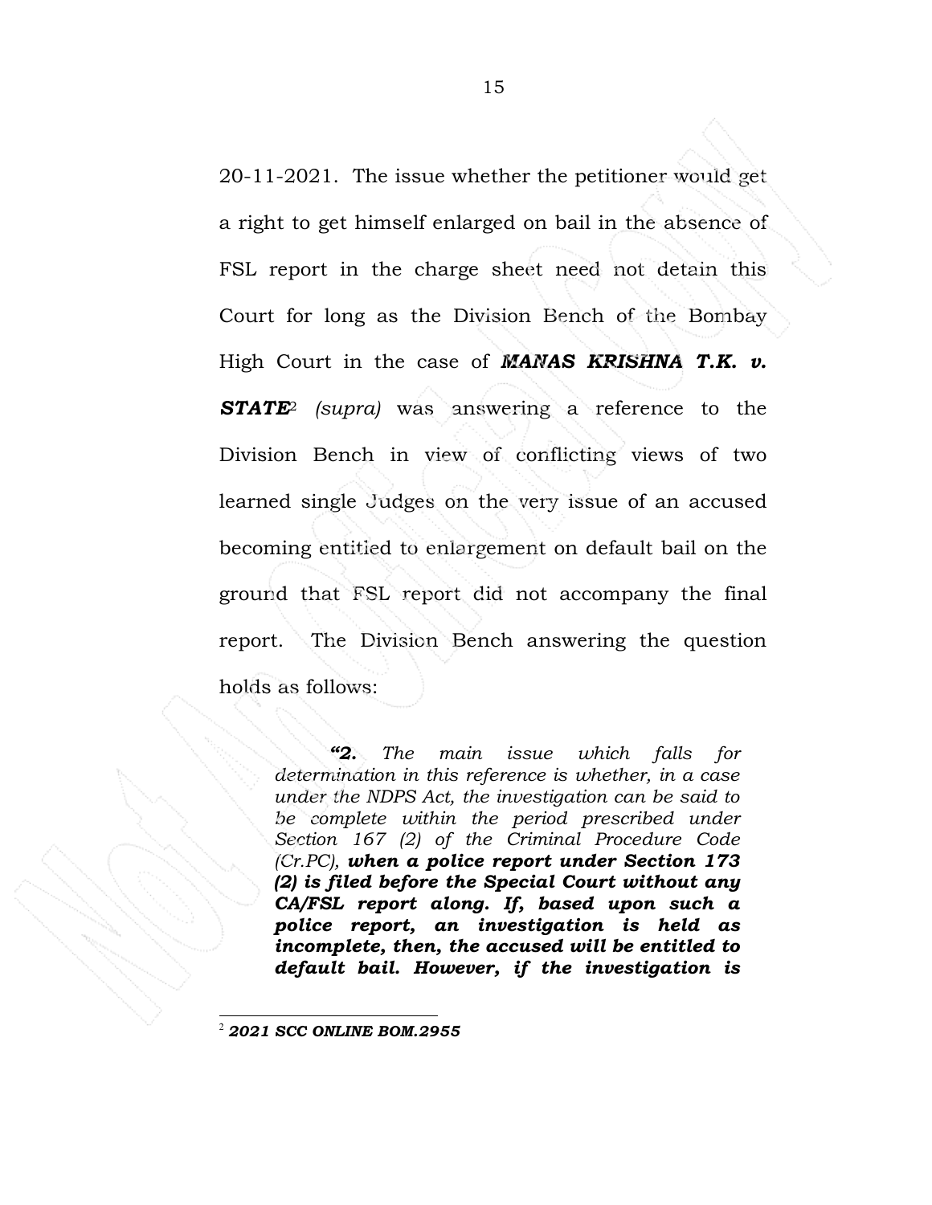20-11-2021. The issue whether the petitioner would get a right to get himself enlarged on bail in the absence of FSL report in the charge sheet need not detain this Court for long as the Division Bench of the Bombay High Court in the case of ***MANAS KRISHNA T.K. v. STATE***[2] *(supra)* was answering a reference to the Division Bench in view of conflicting views of two learned single Judges on the very issue of an accused becoming entitled to enlargement on default bail on the ground that FSL report did not accompany the final report. The Division Bench answering the question holds as follows:

> ***"2.*** *The main issue which falls for determination in this reference is whether, in a case under the NDPS Act, the investigation can be said to be complete within the period prescribed under Section 167 (2) of the Criminal Procedure Code (Cr.PC),* ***when a police report under Section 173 (2) is filed before the Special Court without any CA/FSL report along. If, based upon such a police report, an investigation is held as incomplete, then, the accused will be entitled to default bail. However, if the investigation is***

---

[2] ***2021 SCC ONLINE BOM.2955***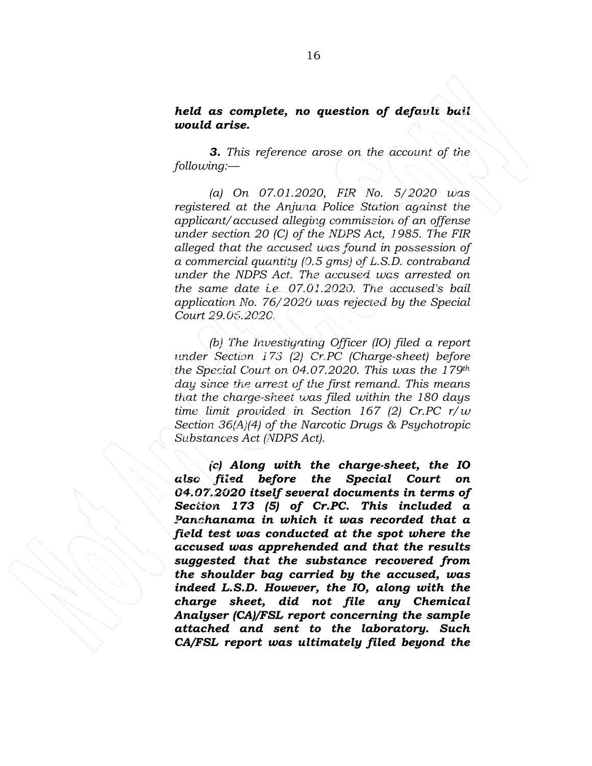***held as complete, no question of default bail would arise.***

***3.*** *This reference arose on the account of the following:—*

*(a) On 07.01.2020, FIR No. 5/2020 was registered at the Anjuna Police Station against the applicant/accused alleging commission of an offense under section 20 (C) of the NDPS Act, 1985. The FIR alleged that the accused was found in possession of a commercial quantity (0.5 gms) of L.S.D. contraband under the NDPS Act. The accused was arrested on the same date i.e. 07.01.2020. The accused's bail application No. 76/2020 was rejected by the Special Court 29.06.2020.*

*(b) The Investigating Officer (IO) filed a report under Section 173 (2) Cr.PC (Charge-sheet) before the Special Court on 04.07.2020. This was the 179th day since the arrest of the first remand. This means that the charge-sheet was filed within the 180 days time limit provided in Section 167 (2) Cr.PC r/w Section 36(A)(4) of the Narcotic Drugs & Psychotropic Substances Act (NDPS Act).*

***(c) Along with the charge-sheet, the IO also filed before the Special Court on 04.07.2020 itself several documents in terms of Section 173 (5) of Cr.PC. This included a Panchanama in which it was recorded that a field test was conducted at the spot where the accused was apprehended and that the results suggested that the substance recovered from the shoulder bag carried by the accused, was indeed L.S.D. However, the IO, along with the charge sheet, did not file any Chemical Analyser (CA)/FSL report concerning the sample attached and sent to the laboratory. Such CA/FSL report was ultimately filed beyond the***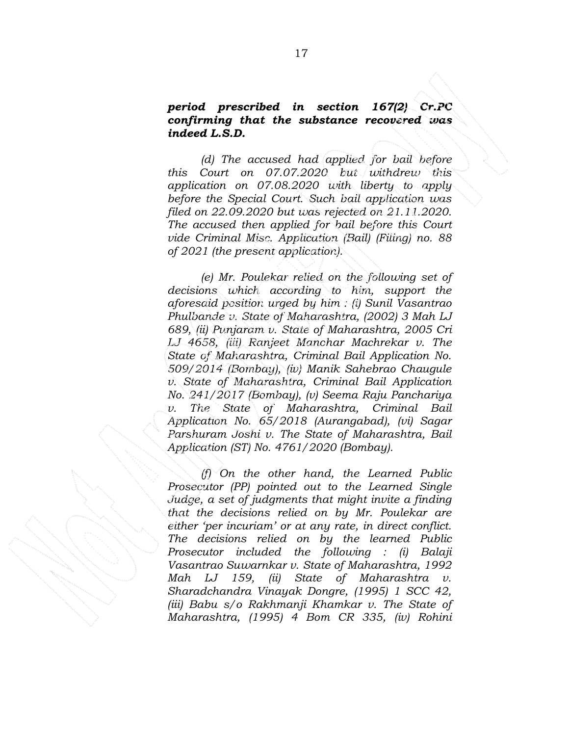***period prescribed in section 167(2) Cr.PC confirming that the substance recovered was indeed L.S.D.***

*(d) The accused had applied for bail before this Court on 07.07.2020 but withdrew this application on 07.08.2020 with liberty to apply before the Special Court. Such bail application was filed on 22.09.2020 but was rejected on 21.11.2020. The accused then applied for bail before this Court vide Criminal Misc. Application (Bail) (Filing) no. 88 of 2021 (the present application).*

*(e) Mr. Poulekar relied on the following set of decisions which according to him, support the aforesaid position urged by him : (i) Sunil Vasantrao Phulbande v. State of Maharashtra, (2002) 3 Mah LJ 689, (ii) Punjaram v. State of Maharashtra, 2005 Cri LJ 4658, (iii) Ranjeet Manohar Machrekar v. The State of Maharashtra, Criminal Bail Application No. 509/2014 (Bombay), (iv) Manik Sahebrao Chaugule v. State of Maharashtra, Criminal Bail Application No. 241/2017 (Bombay), (v) Seema Raju Panchariya v. The State of Maharashtra, Criminal Bail Application No. 65/2018 (Aurangabad), (vi) Sagar Parshuram Joshi v. The State of Maharashtra, Bail Application (ST) No. 4761/2020 (Bombay).*

*(f) On the other hand, the Learned Public Prosecutor (PP) pointed out to the Learned Single Judge, a set of judgments that might invite a finding that the decisions relied on by Mr. Poulekar are either 'per incuriam' or at any rate, in direct conflict. The decisions relied on by the learned Public Prosecutor included the following : (i) Balaji Vasantrao Suwarnkar v. State of Maharashtra, 1992 Mah LJ 159, (ii) State of Maharashtra v. Sharadchandra Vinayak Dongre, (1995) 1 SCC 42, (iii) Babu s/o Rakhmanji Khamkar v. The State of Maharashtra, (1995) 4 Bom CR 335, (iv) Rohini*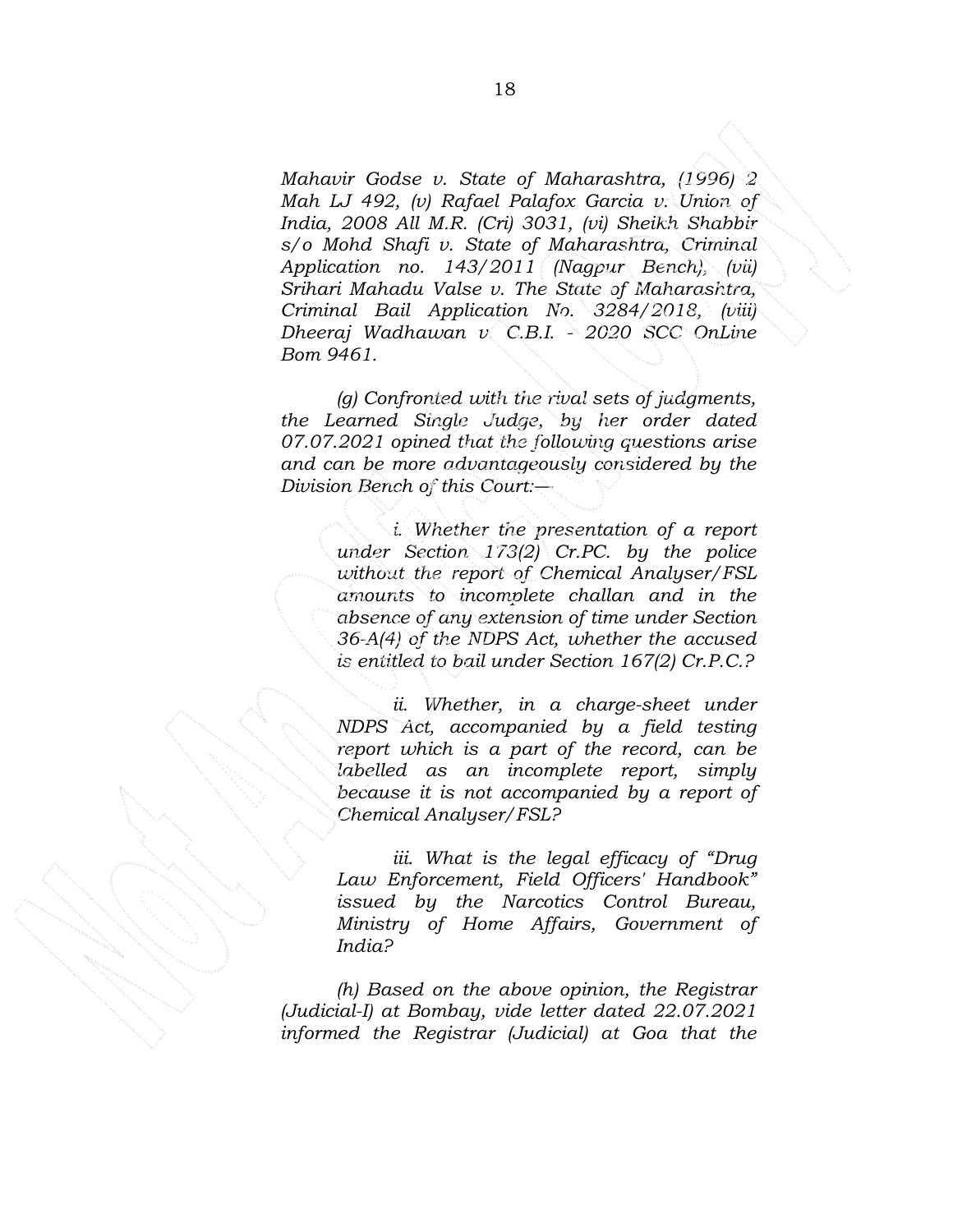*Mahavir Godse v. State of Maharashtra, (1996) 2 Mah LJ 492, (v) Rafael Palafox Garcia v. Union of India, 2008 All M.R. (Cri) 3031, (vi) Sheikh Shabbir s/o Mohd Shafi v. State of Maharashtra, Criminal Application no. 143/2011 (Nagpur Bench), (vii) Srihari Mahadu Valse v. The State of Maharashtra, Criminal Bail Application No. 3284/2018, (viii) Dheeraj Wadhawan v. C.B.I. - 2020 SCC OnLine Bom 9461.*

*(g) Confronted with the rival sets of judgments, the Learned Single Judge, by her order dated 07.07.2021 opined that the following questions arise and can be more advantageously considered by the Division Bench of this Court:—*

> *i. Whether the presentation of a report under Section 173(2) Cr.PC. by the police without the report of Chemical Analyser/FSL amounts to incomplete challan and in the absence of any extension of time under Section 36-A(4) of the NDPS Act, whether the accused is entitled to bail under Section 167(2) Cr.P.C.?*
>
> *ii. Whether, in a charge-sheet under NDPS Act, accompanied by a field testing report which is a part of the record, can be labelled as an incomplete report, simply because it is not accompanied by a report of Chemical Analyser/FSL?*
>
> *iii. What is the legal efficacy of "Drug Law Enforcement, Field Officers' Handbook" issued by the Narcotics Control Bureau, Ministry of Home Affairs, Government of India?*

*(h) Based on the above opinion, the Registrar (Judicial-I) at Bombay, vide letter dated 22.07.2021 informed the Registrar (Judicial) at Goa that the*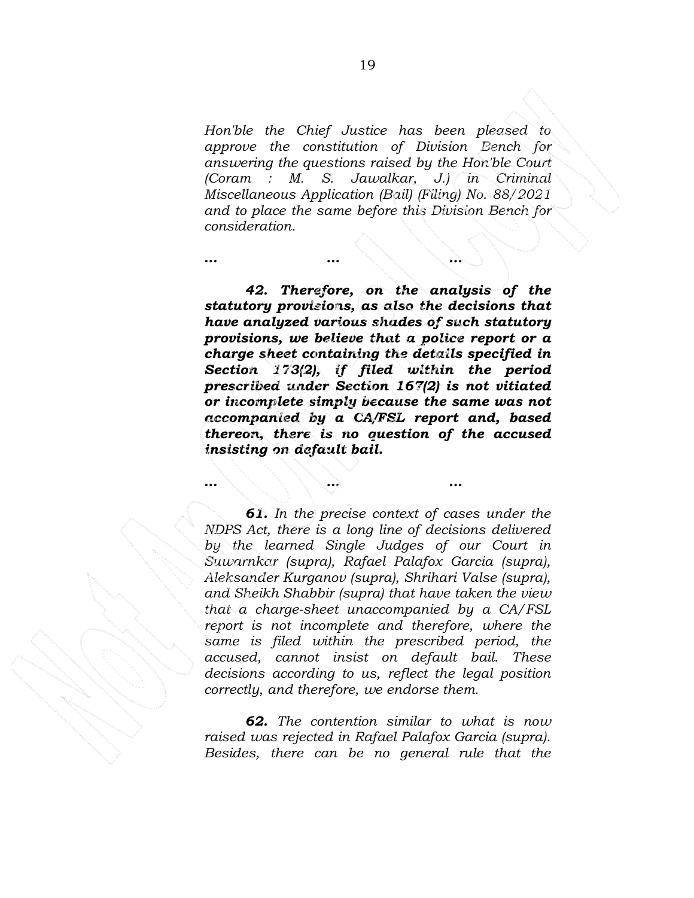*Hon'ble the Chief Justice has been pleased to approve the constitution of Division Bench for answering the questions raised by the Hon'ble Court (Coram : M. S. Jawalkar, J.) in Criminal Miscellaneous Application (Bail) (Filing) No. 88/2021 and to place the same before this Division Bench for consideration.*

*...                    ...                    ...*

***42. Therefore, on the analysis of the statutory provisions, as also the decisions that have analyzed various shades of such statutory provisions, we believe that a police report or a charge sheet containing the details specified in Section 173(2), if filed within the period prescribed under Section 167(2) is not vitiated or incomplete simply because the same was not accompanied by a CA/FSL report and, based thereon, there is no question of the accused insisting on default bail.***

*...                    ...                    ...*

***61.** In the precise context of cases under the NDPS Act, there is a long line of decisions delivered by the learned Single Judges of our Court in Suwarnkar (supra), Rafael Palafox Garcia (supra), Aleksander Kurganov (supra), Shrihari Valse (supra), and Sheikh Shabbir (supra) that have taken the view that a charge-sheet unaccompanied by a CA/FSL report is not incomplete and therefore, where the same is filed within the prescribed period, the accused, cannot insist on default bail. These decisions according to us, reflect the legal position correctly, and therefore, we endorse them.*

***62.** The contention similar to what is now raised was rejected in Rafael Palafox Garcia (supra). Besides, there can be no general rule that the*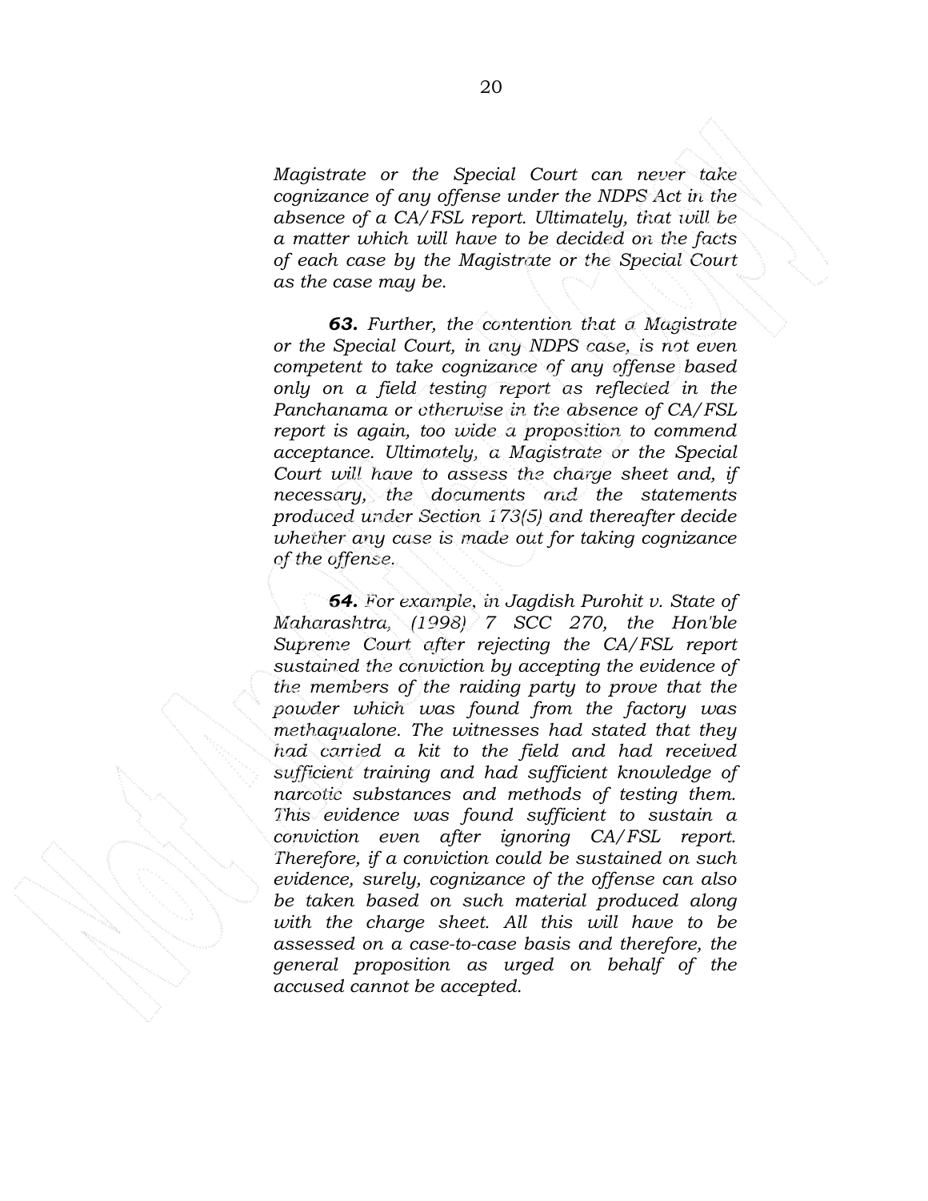*Magistrate or the Special Court can never take cognizance of any offense under the NDPS Act in the absence of a CA/FSL report. Ultimately, that will be a matter which will have to be decided on the facts of each case by the Magistrate or the Special Court as the case may be.*

***63.*** *Further, the contention that a Magistrate or the Special Court, in any NDPS case, is not even competent to take cognizance of any offense based only on a field testing report as reflected in the Panchanama or otherwise in the absence of CA/FSL report is again, too wide a proposition to commend acceptance. Ultimately, a Magistrate or the Special Court will have to assess the charge sheet and, if necessary, the documents and the statements produced under Section 173(5) and thereafter decide whether any case is made out for taking cognizance of the offense.*

***64.*** *For example, in Jagdish Purohit v. State of Maharashtra, (1998) 7 SCC 270, the Hon'ble Supreme Court after rejecting the CA/FSL report sustained the conviction by accepting the evidence of the members of the raiding party to prove that the powder which was found from the factory was methaqualone. The witnesses had stated that they had carried a kit to the field and had received sufficient training and had sufficient knowledge of narcotic substances and methods of testing them. This evidence was found sufficient to sustain a conviction even after ignoring CA/FSL report. Therefore, if a conviction could be sustained on such evidence, surely, cognizance of the offense can also be taken based on such material produced along with the charge sheet. All this will have to be assessed on a case-to-case basis and therefore, the general proposition as urged on behalf of the accused cannot be accepted.*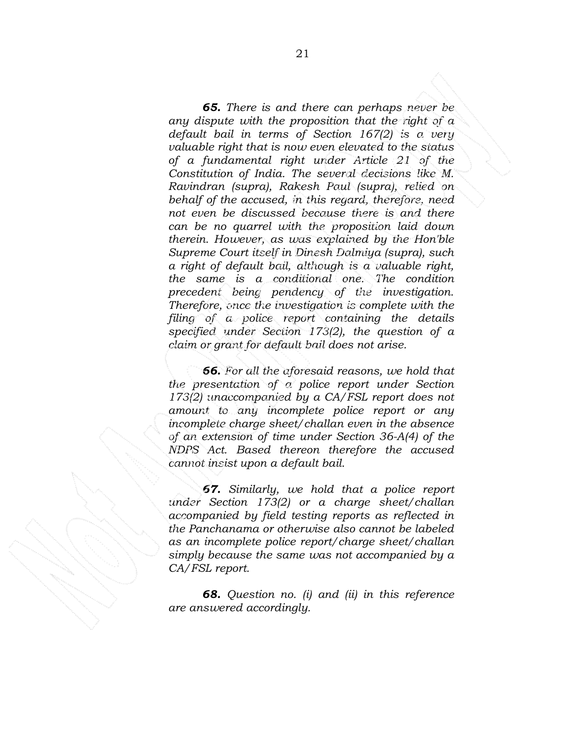*__65.__ There is and there can perhaps never be any dispute with the proposition that the right of a default bail in terms of Section 167(2) is a very valuable right that is now even elevated to the status of a fundamental right under Article 21 of the Constitution of India. The several decisions like M. Ravindran (supra), Rakesh Paul (supra), relied on behalf of the accused, in this regard, therefore, need not even be discussed because there is and there can be no quarrel with the proposition laid down therein. However, as was explained by the Hon'ble Supreme Court itself in Dinesh Dalmiya (supra), such a right of default bail, although is a valuable right, the same is a conditional one. The condition precedent being pendency of the investigation. Therefore, once the investigation is complete with the filing of a police report containing the details specified under Section 173(2), the question of a claim or grant for default bail does not arise.*

*__66.__ For all the aforesaid reasons, we hold that the presentation of a police report under Section 173(2) unaccompanied by a CA/FSL report does not amount to any incomplete police report or any incomplete charge sheet/challan even in the absence of an extension of time under Section 36-A(4) of the NDPS Act. Based thereon therefore the accused cannot insist upon a default bail.*

*__67.__ Similarly, we hold that a police report under Section 173(2) or a charge sheet/challan accompanied by field testing reports as reflected in the Panchanama or otherwise also cannot be labeled as an incomplete police report/charge sheet/challan simply because the same was not accompanied by a CA/FSL report.*

*__68.__ Question no. (i) and (ii) in this reference are answered accordingly.*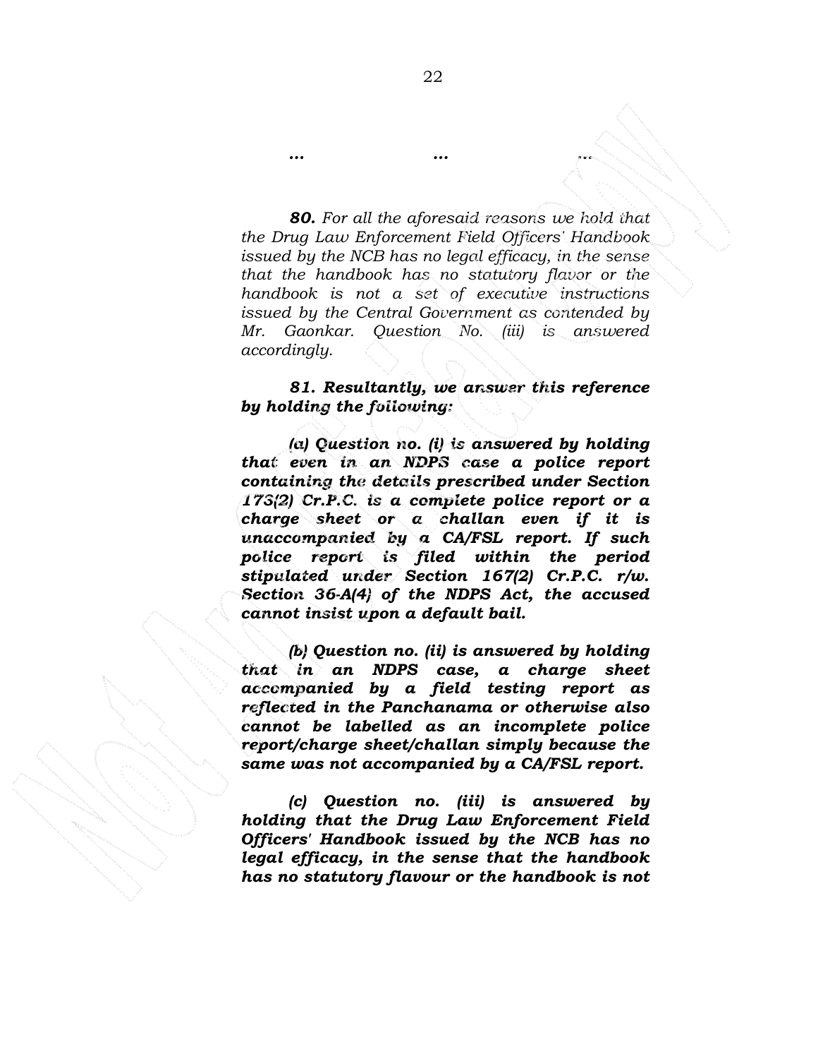*... ... ...*

***80.*** *For all the aforesaid reasons we hold that the Drug Law Enforcement Field Officers' Handbook issued by the NCB has no legal efficacy, in the sense that the handbook has no statutory flavor or the handbook is not a set of executive instructions issued by the Central Government as contended by Mr. Gaonkar. Question No. (iii) is answered accordingly.*

***81. Resultantly, we answer this reference by holding the following:***

***(a) Question no. (i) is answered by holding that even in an NDPS case a police report containing the details prescribed under Section 173(2) Cr.P.C. is a complete police report or a charge sheet or a challan even if it is unaccompanied by a CA/FSL report. If such police report is filed within the period stipulated under Section 167(2) Cr.P.C. r/w. Section 36-A(4) of the NDPS Act, the accused cannot insist upon a default bail.***

***(b) Question no. (ii) is answered by holding that in an NDPS case, a charge sheet accompanied by a field testing report as reflected in the Panchanama or otherwise also cannot be labelled as an incomplete police report/charge sheet/challan simply because the same was not accompanied by a CA/FSL report.***

***(c) Question no. (iii) is answered by holding that the Drug Law Enforcement Field Officers' Handbook issued by the NCB has no legal efficacy, in the sense that the handbook has no statutory flavour or the handbook is not***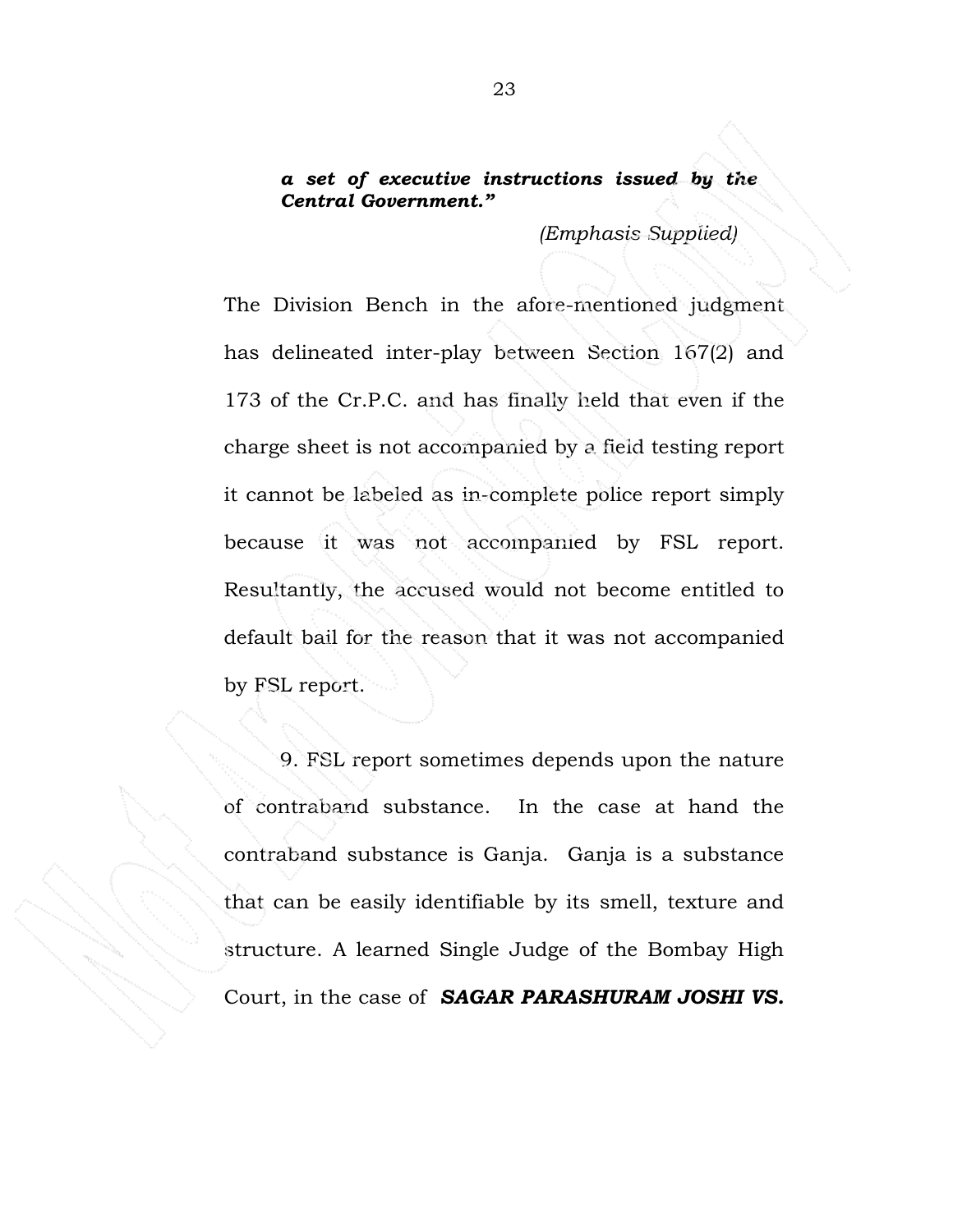> ***a set of executive instructions issued by the Central Government."***
>
> *(Emphasis Supplied)*

The Division Bench in the afore-mentioned judgment has delineated inter-play between Section 167(2) and 173 of the Cr.P.C. and has finally held that even if the charge sheet is not accompanied by a field testing report it cannot be labeled as in-complete police report simply because it was not accompanied by FSL report. Resultantly, the accused would not become entitled to default bail for the reason that it was not accompanied by FSL report.

9. FSL report sometimes depends upon the nature of contraband substance. In the case at hand the contraband substance is Ganja. Ganja is a substance that can be easily identifiable by its smell, texture and structure. A learned Single Judge of the Bombay High Court, in the case of ***SAGAR PARASHURAM JOSHI VS.***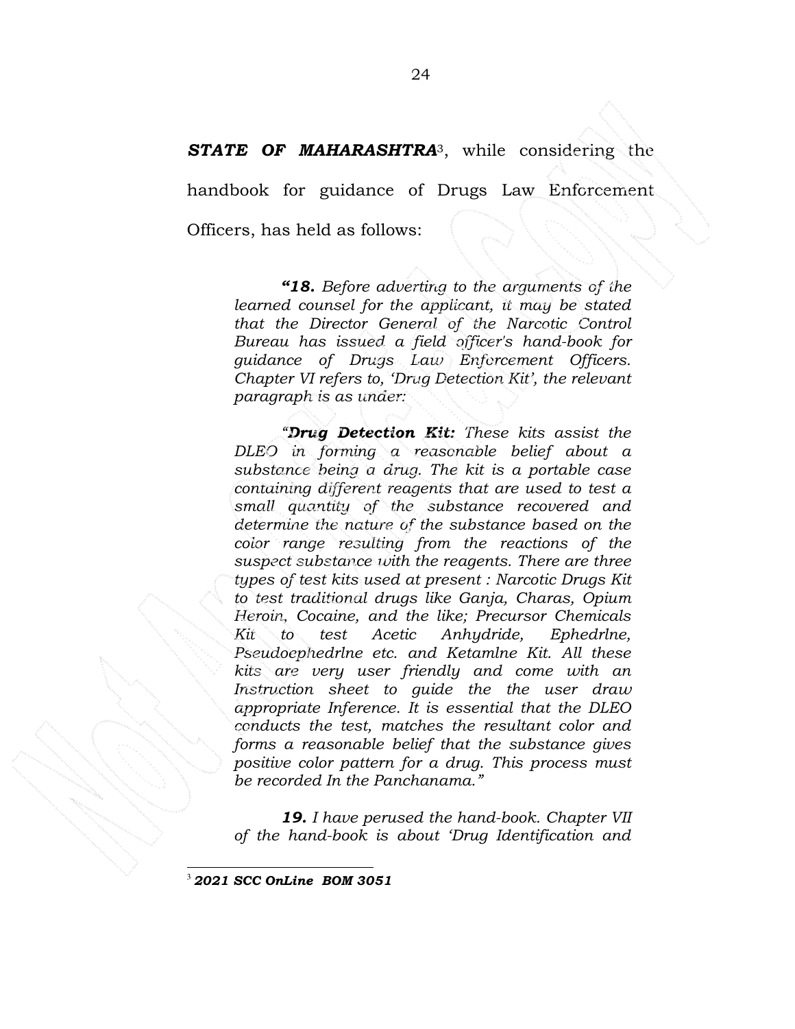***STATE OF MAHARASHTRA***[3], while considering the handbook for guidance of Drugs Law Enforcement Officers, has held as follows:

> ***"18.*** *Before adverting to the arguments of the learned counsel for the applicant, it may be stated that the Director General of the Narcotic Control Bureau has issued a field officer's hand-book for guidance of Drugs Law Enforcement Officers. Chapter VI refers to, 'Drug Detection Kit', the relevant paragraph is as under:*
>
> *"**Drug Detection Kit:** These kits assist the DLEO in forming a reasonable belief about a substance being a drug. The kit is a portable case containing different reagents that are used to test a small quantity of the substance recovered and determine the nature of the substance based on the color range resulting from the reactions of the suspect substance with the reagents. There are three types of test kits used at present : Narcotic Drugs Kit to test traditional drugs like Ganja, Charas, Opium Heroin, Cocaine, and the like; Precursor Chemicals Kit to test Acetic Anhydride, Ephedrlne, Pseudoephedrlne etc. and Ketamlne Kit. All these kits are very user friendly and come with an Instruction sheet to guide the the user draw appropriate Inference. It is essential that the DLEO conducts the test, matches the resultant color and forms a reasonable belief that the substance gives positive color pattern for a drug. This process must be recorded In the Panchanama."*
>
> ***19.*** *I have perused the hand-book. Chapter VII of the hand-book is about 'Drug Identification and*

[3] ***2021 SCC OnLine BOM 3051***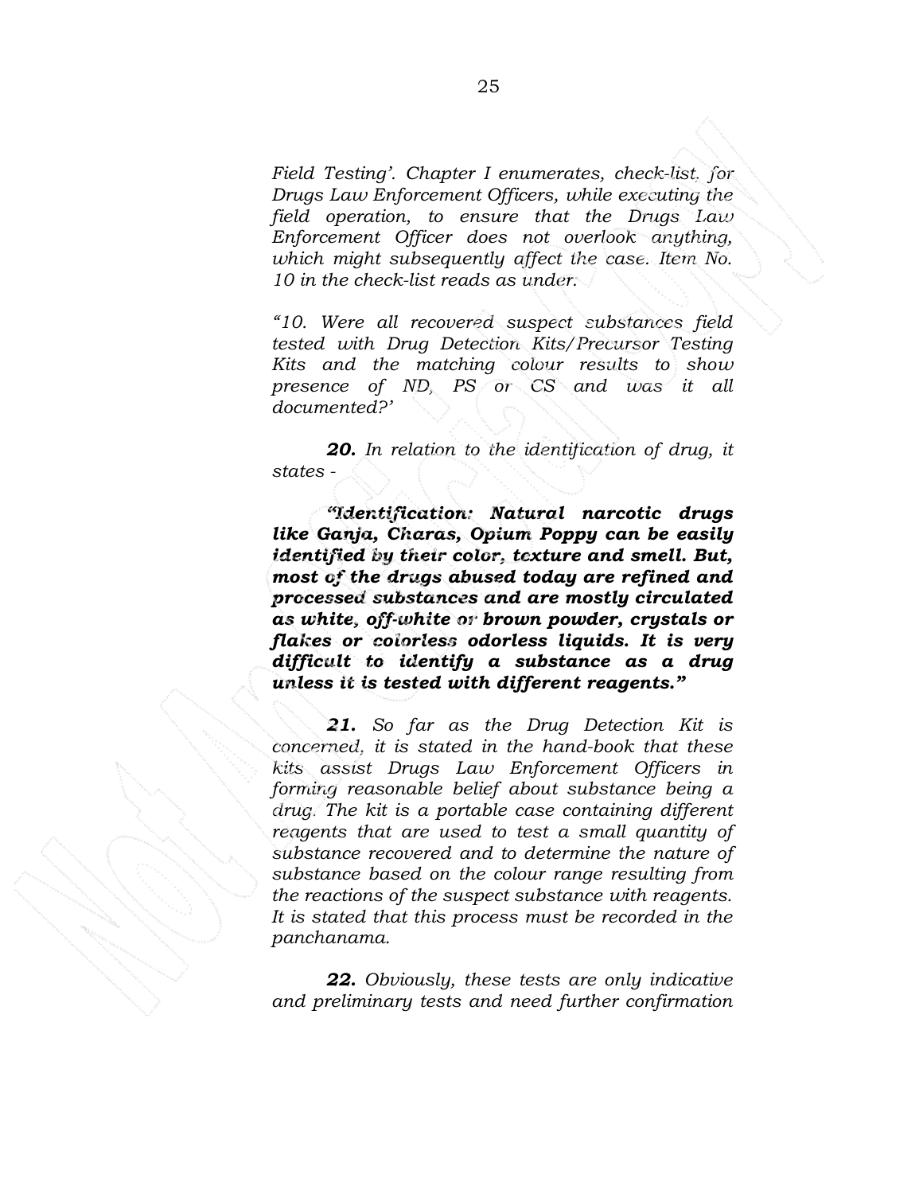*Field Testing'. Chapter I enumerates, check-list, for Drugs Law Enforcement Officers, while executing the field operation, to ensure that the Drugs Law Enforcement Officer does not overlook anything, which might subsequently affect the case. Item No. 10 in the check-list reads as under.*

*"10. Were all recovered suspect substances field tested with Drug Detection Kits/Precursor Testing Kits and the matching colour results to show presence of ND, PS or CS and was it all documented?'*

***20.** In relation to the identification of drug, it states -*

***"Identification: Natural narcotic drugs like Ganja, Charas, Opium Poppy can be easily identified by their color, texture and smell. But, most of the drugs abused today are refined and processed substances and are mostly circulated as white, off-white or brown powder, crystals or flakes or colorless odorless liquids. It is very difficult to identify a substance as a drug unless it is tested with different reagents."***

***21.** So far as the Drug Detection Kit is concerned, it is stated in the hand-book that these kits assist Drugs Law Enforcement Officers in forming reasonable belief about substance being a drug. The kit is a portable case containing different reagents that are used to test a small quantity of substance recovered and to determine the nature of substance based on the colour range resulting from the reactions of the suspect substance with reagents. It is stated that this process must be recorded in the panchanama.*

***22.** Obviously, these tests are only indicative and preliminary tests and need further confirmation*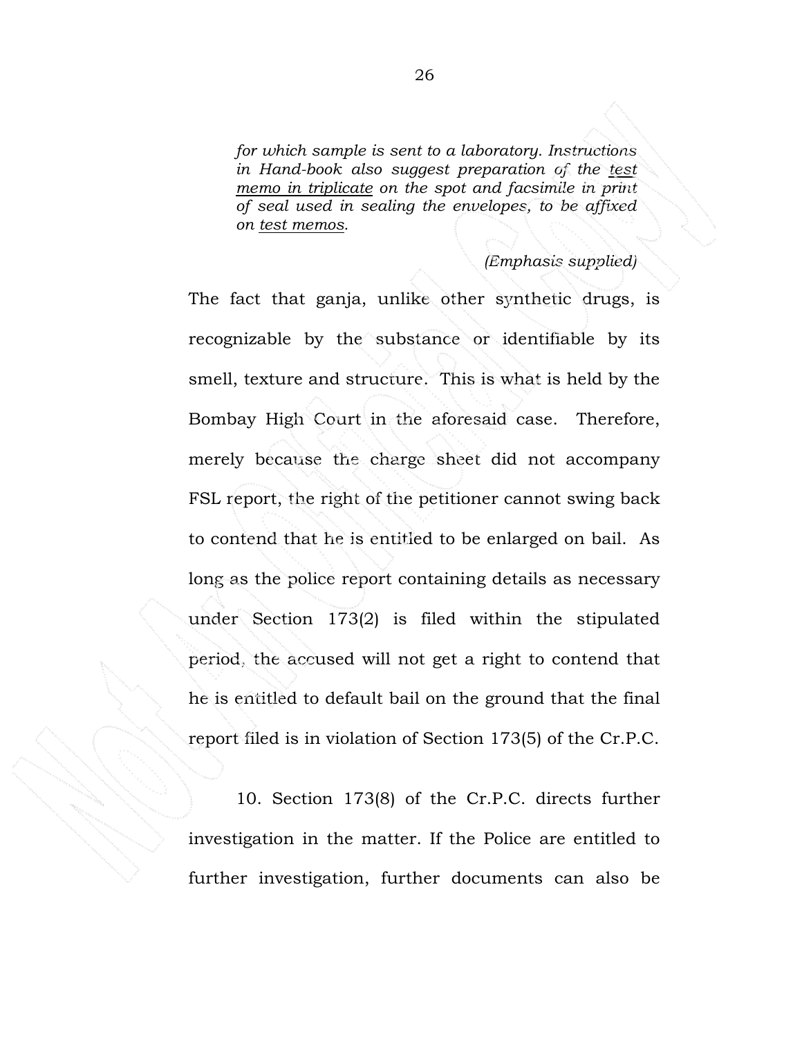> *for which sample is sent to a laboratory. Instructions in Hand-book also suggest preparation of the test memo in triplicate on the spot and facsimile in print of seal used in sealing the envelopes, to be affixed on test memos.*
>
> *(Emphasis supplied)*

The fact that ganja, unlike other synthetic drugs, is recognizable by the substance or identifiable by its smell, texture and structure. This is what is held by the Bombay High Court in the aforesaid case. Therefore, merely because the charge sheet did not accompany FSL report, the right of the petitioner cannot swing back to contend that he is entitled to be enlarged on bail. As long as the police report containing details as necessary under Section 173(2) is filed within the stipulated period, the accused will not get a right to contend that he is entitled to default bail on the ground that the final report filed is in violation of Section 173(5) of the Cr.P.C.

10. Section 173(8) of the Cr.P.C. directs further investigation in the matter. If the Police are entitled to further investigation, further documents can also be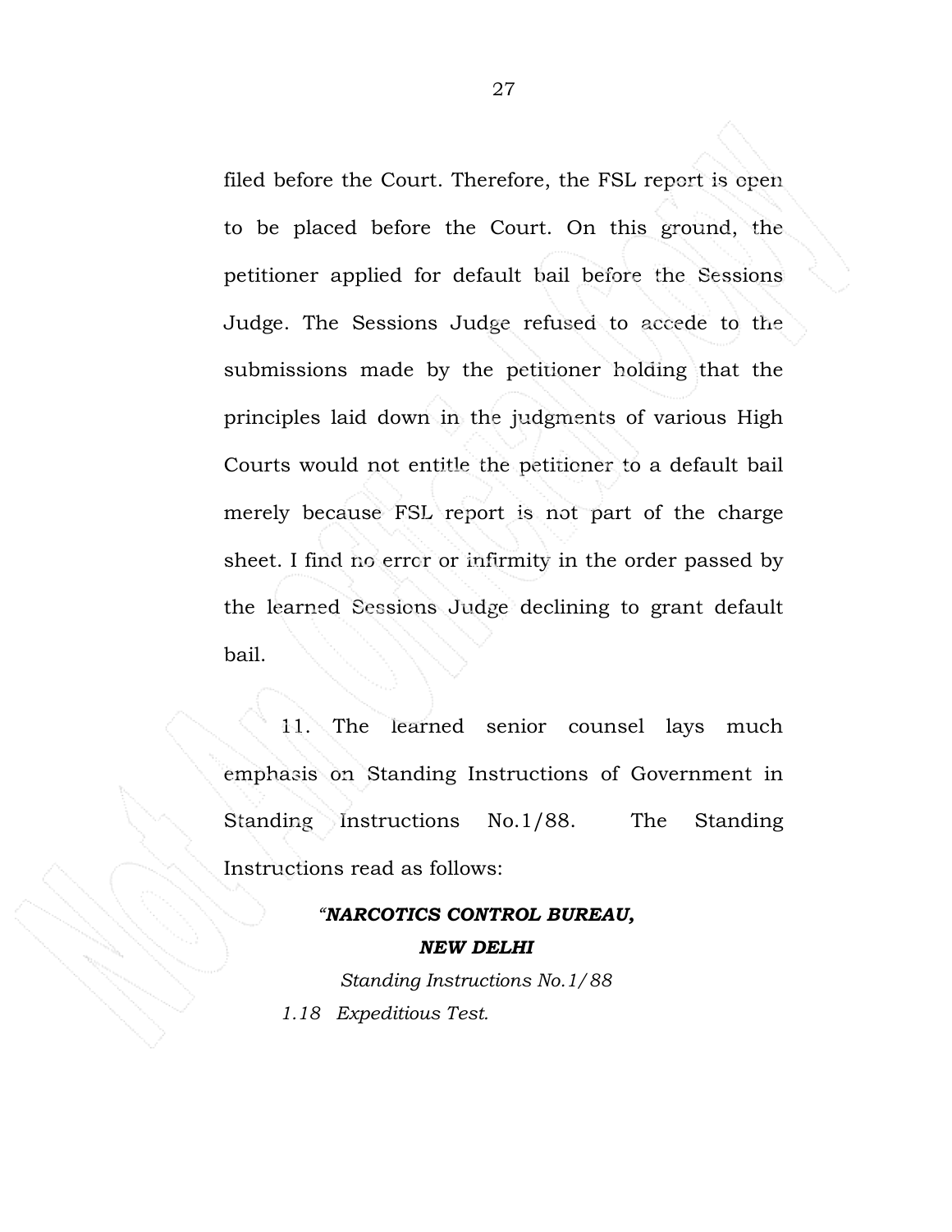filed before the Court. Therefore, the FSL report is open to be placed before the Court. On this ground, the petitioner applied for default bail before the Sessions Judge. The Sessions Judge refused to accede to the submissions made by the petitioner holding that the principles laid down in the judgments of various High Courts would not entitle the petitioner to a default bail merely because FSL report is not part of the charge sheet. I find no error or infirmity in the order passed by the learned Sessions Judge declining to grant default bail.

11. The learned senior counsel lays much emphasis on Standing Instructions of Government in Standing Instructions No.1/88. The Standing Instructions read as follows:

> ***"NARCOTICS CONTROL BUREAU,***
> ***NEW DELHI***
>
> *Standing Instructions No.1/88*
>
> *1.18 Expeditious Test.*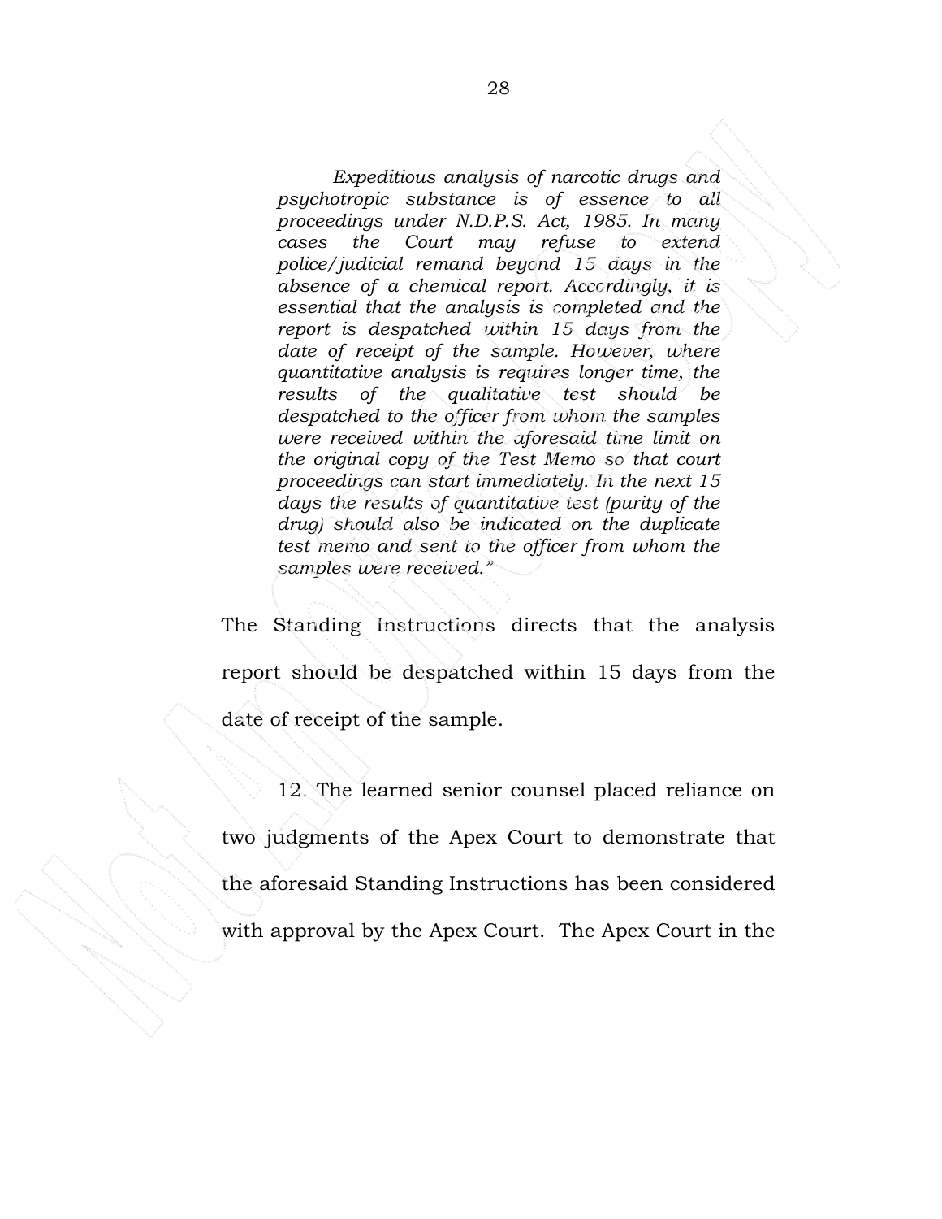*Expeditious analysis of narcotic drugs and psychotropic substance is of essence to all proceedings under N.D.P.S. Act, 1985. In many cases the Court may refuse to extend police/judicial remand beyond 15 days in the absence of a chemical report. Accordingly, it is essential that the analysis is completed and the report is despatched within 15 days from the date of receipt of the sample. However, where quantitative analysis is requires longer time, the results of the qualitative test should be despatched to the officer from whom the samples were received within the aforesaid time limit on the original copy of the Test Memo so that court proceedings can start immediately. In the next 15 days the results of quantitative test (purity of the drug) should also be indicated on the duplicate test memo and sent to the officer from whom the samples were received."*

The Standing Instructions directs that the analysis report should be despatched within 15 days from the date of receipt of the sample.

12. The learned senior counsel placed reliance on two judgments of the Apex Court to demonstrate that the aforesaid Standing Instructions has been considered with approval by the Apex Court. The Apex Court in the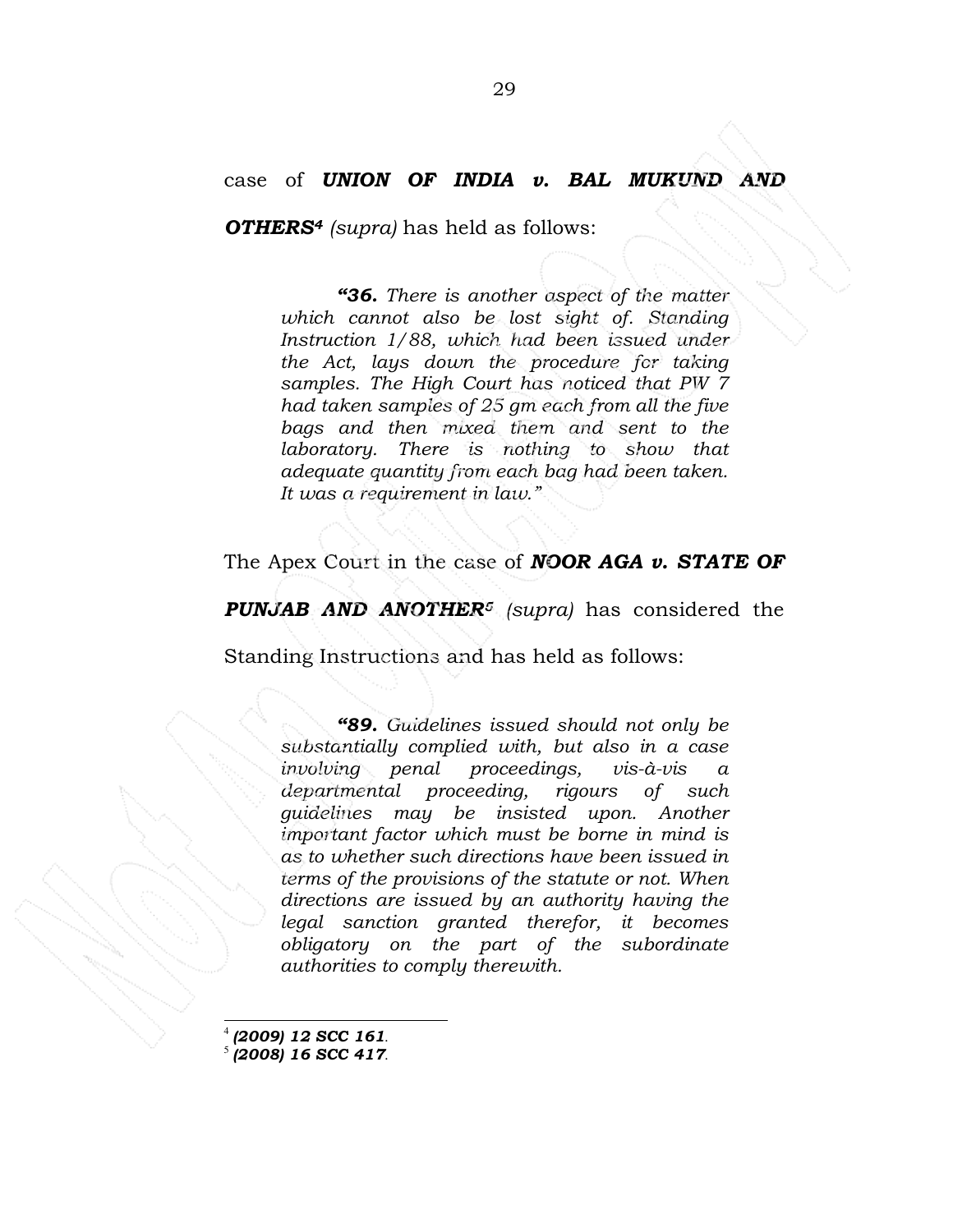case of ***UNION OF INDIA v. BAL MUKUND AND OTHERS***[4] *(supra)* has held as follows:

> ***"36.*** *There is another aspect of the matter which cannot also be lost sight of. Standing Instruction 1/88, which had been issued under the Act, lays down the procedure for taking samples. The High Court has noticed that PW 7 had taken samples of 25 gm each from all the five bags and then mixed them and sent to the laboratory. There is nothing to show that adequate quantity from each bag had been taken. It was a requirement in law."*

The Apex Court in the case of ***NOOR AGA v. STATE OF PUNJAB AND ANOTHER***[5] *(supra)* has considered the Standing Instructions and has held as follows:

> ***"89.*** *Guidelines issued should not only be substantially complied with, but also in a case involving penal proceedings, vis-à-vis a departmental proceeding, rigours of such guidelines may be insisted upon. Another important factor which must be borne in mind is as to whether such directions have been issued in terms of the provisions of the statute or not. When directions are issued by an authority having the legal sanction granted therefor, it becomes obligatory on the part of the subordinate authorities to comply therewith.*

---

[4] ***(2009) 12 SCC 161***.

[5] ***(2008) 16 SCC 417***.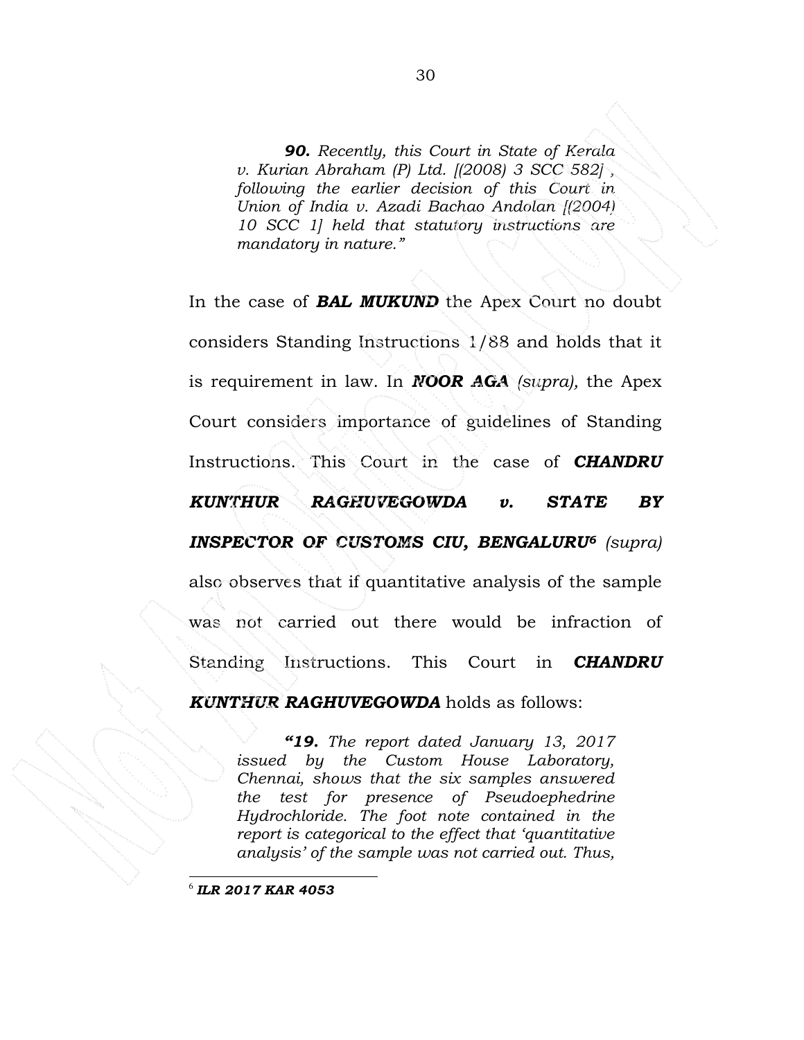> ***90.*** *Recently, this Court in State of Kerala v. Kurian Abraham (P) Ltd. [(2008) 3 SCC 582], following the earlier decision of this Court in Union of India v. Azadi Bachao Andolan [(2004) 10 SCC 1] held that statutory instructions are mandatory in nature."*

In the case of ***BAL MUKUND*** the Apex Court no doubt considers Standing Instructions 1/88 and holds that it is requirement in law. In ***NOOR AGA*** *(supra),* the Apex Court considers importance of guidelines of Standing Instructions. This Court in the case of ***CHANDRU KUNTHUR RAGHUVEGOWDA v. STATE BY INSPECTOR OF CUSTOMS CIU, BENGALURU***[6] *(supra)* also observes that if quantitative analysis of the sample was not carried out there would be infraction of Standing Instructions. This Court in ***CHANDRU KUNTHUR RAGHUVEGOWDA*** holds as follows:

> ***"19.*** *The report dated January 13, 2017 issued by the Custom House Laboratory, Chennai, shows that the six samples answered the test for presence of Pseudoephedrine Hydrochloride. The foot note contained in the report is categorical to the effect that 'quantitative analysis' of the sample was not carried out. Thus,*

---

[6] ***ILR 2017 KAR 4053***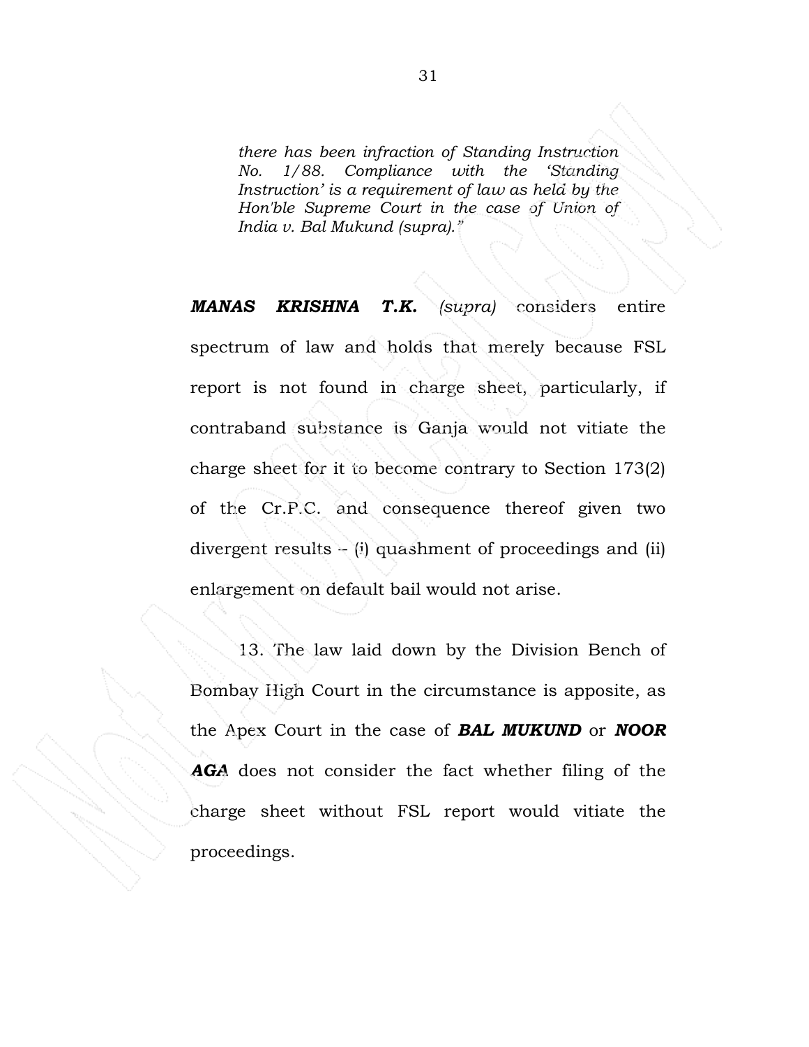> *there has been infraction of Standing Instruction No. 1/88. Compliance with the 'Standing Instruction' is a requirement of law as held by the Hon'ble Supreme Court in the case of Union of India v. Bal Mukund (supra)."*

***MANAS KRISHNA T.K.*** *(supra)* considers entire spectrum of law and holds that merely because FSL report is not found in charge sheet, particularly, if contraband substance is Ganja would not vitiate the charge sheet for it to become contrary to Section 173(2) of the Cr.P.C. and consequence thereof given two divergent results – (i) quashment of proceedings and (ii) enlargement on default bail would not arise.

13. The law laid down by the Division Bench of Bombay High Court in the circumstance is apposite, as the Apex Court in the case of ***BAL MUKUND*** or ***NOOR AGA*** does not consider the fact whether filing of the charge sheet without FSL report would vitiate the proceedings.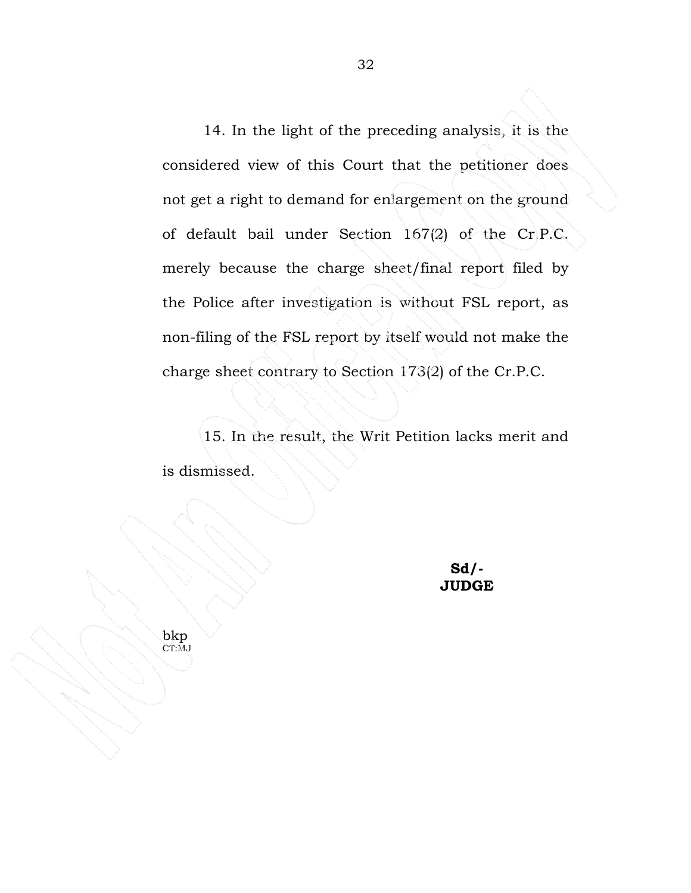14. In the light of the preceding analysis, it is the considered view of this Court that the petitioner does not get a right to demand for enlargement on the ground of default bail under Section 167(2) of the Cr.P.C. merely because the charge sheet/final report filed by the Police after investigation is without FSL report, as non-filing of the FSL report by itself would not make the charge sheet contrary to Section 173(2) of the Cr.P.C.

15. In the result, the Writ Petition lacks merit and is dismissed.

**Sd/-**
**JUDGE**

bkp
CT:MJ